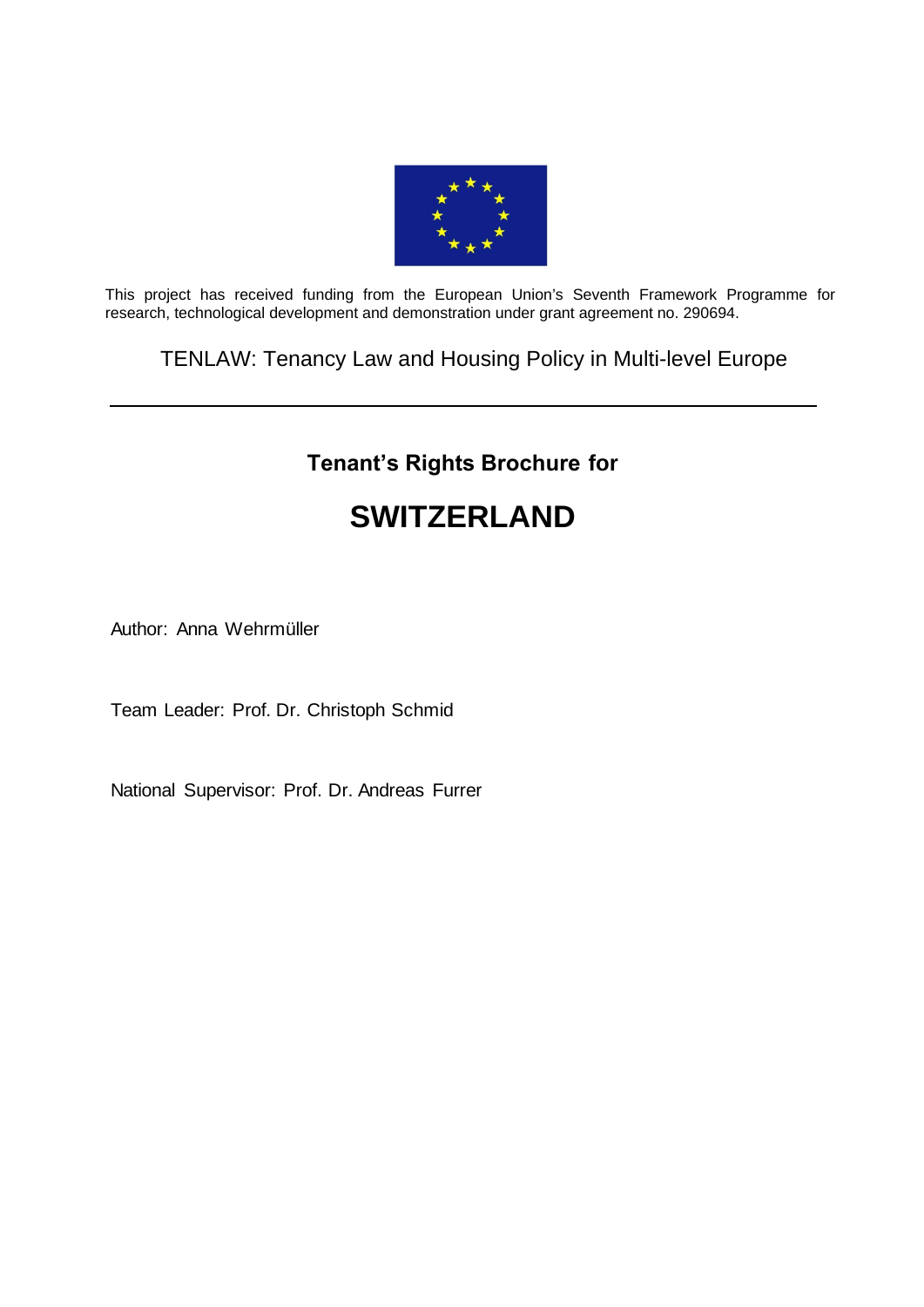This project has received funding from the European Union's Seventh Framework Programme for research, technological development and demonstration under grant agreement no. 290694.

TENLAW: Tenancy Law and Housing Policy in Multi-level Europe

---

**Tenant's Rights Brochure for**

# SWITZERLAND

Author: Anna Wehrmüller

Team Leader: Prof. Dr. Christoph Schmid

National Supervisor: Prof. Dr. Andreas Furrer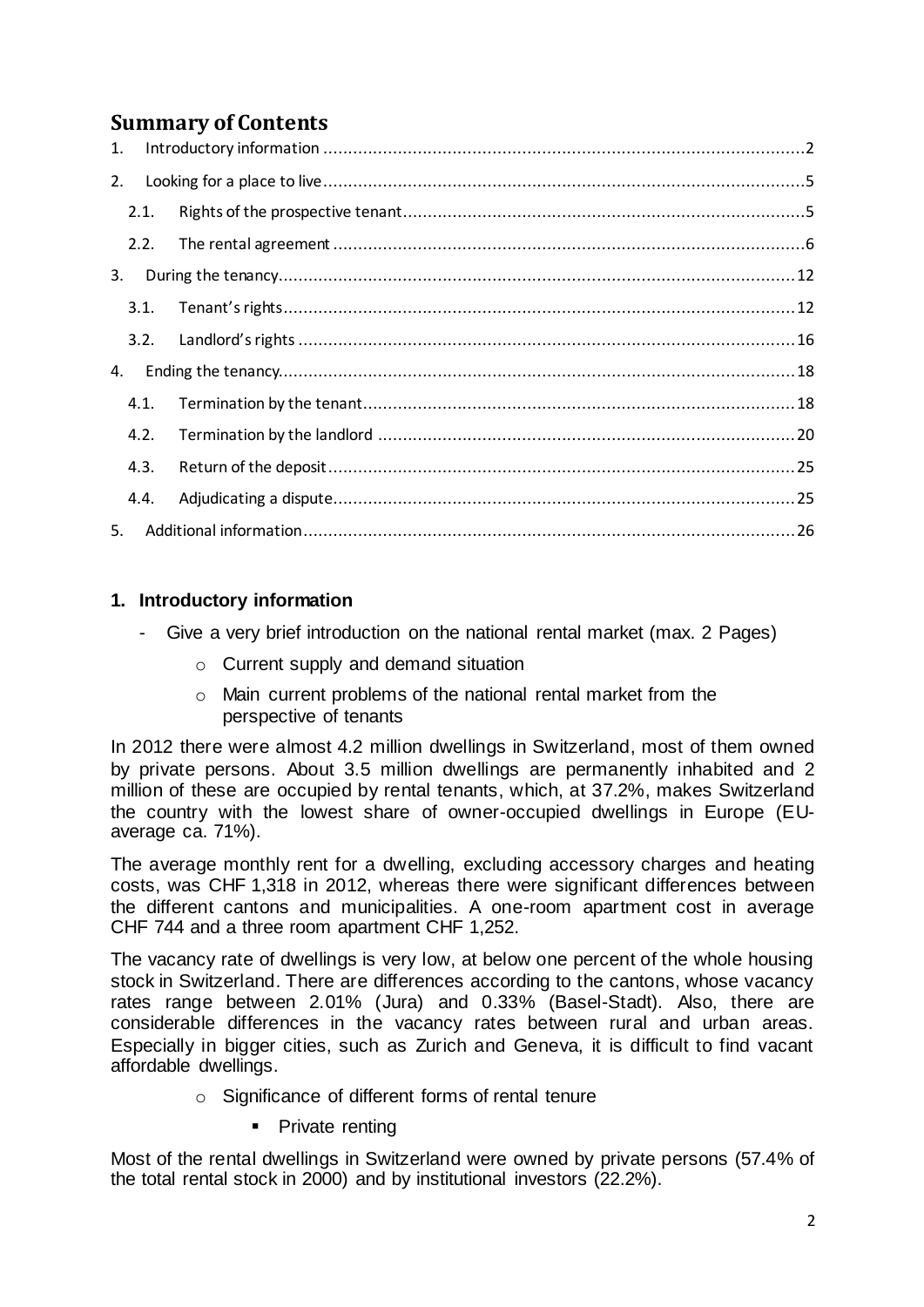## Summary of Contents

1. Introductory information ....................................................................................................2
2. Looking for a place to live....................................................................................................5
   - 2.1. Rights of the prospective tenant.....................................................................................5
   - 2.2. The rental agreement ....................................................................................................6
3. During the tenancy............................................................................................................12
   - 3.1. Tenant's rights...........................................................................................................12
   - 3.2. Landlord's rights .......................................................................................................16
4. Ending the tenancy............................................................................................................18
   - 4.1. Termination by the tenant...........................................................................................18
   - 4.2. Termination by the landlord ........................................................................................20
   - 4.3. Return of the deposit..................................................................................................25
   - 4.4. Adjudicating a dispute.................................................................................................25
5. Additional information........................................................................................................26

### 1. Introductory information

- Give a very brief introduction on the national rental market (max. 2 Pages)
  - Current supply and demand situation
  - Main current problems of the national rental market from the perspective of tenants

In 2012 there were almost 4.2 million dwellings in Switzerland, most of them owned by private persons. About 3.5 million dwellings are permanently inhabited and 2 million of these are occupied by rental tenants, which, at 37.2%, makes Switzerland the country with the lowest share of owner-occupied dwellings in Europe (EU-average ca. 71%).

The average monthly rent for a dwelling, excluding accessory charges and heating costs, was CHF 1,318 in 2012, whereas there were significant differences between the different cantons and municipalities. A one-room apartment cost in average CHF 744 and a three room apartment CHF 1,252.

The vacancy rate of dwellings is very low, at below one percent of the whole housing stock in Switzerland. There are differences according to the cantons, whose vacancy rates range between 2.01% (Jura) and 0.33% (Basel-Stadt). Also, there are considerable differences in the vacancy rates between rural and urban areas. Especially in bigger cities, such as Zurich and Geneva, it is difficult to find vacant affordable dwellings.

- Significance of different forms of rental tenure
  - Private renting

Most of the rental dwellings in Switzerland were owned by private persons (57.4% of the total rental stock in 2000) and by institutional investors (22.2%).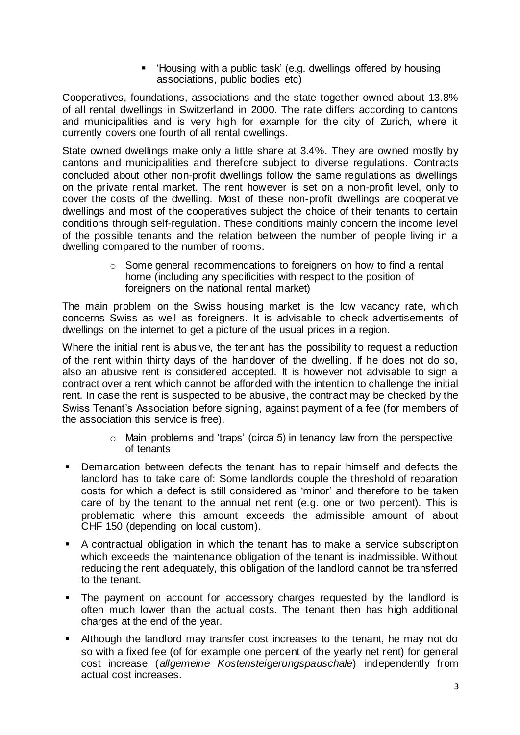- 'Housing with a public task' (e.g. dwellings offered by housing associations, public bodies etc)

Cooperatives, foundations, associations and the state together owned about 13.8% of all rental dwellings in Switzerland in 2000. The rate differs according to cantons and municipalities and is very high for example for the city of Zurich, where it currently covers one fourth of all rental dwellings.

State owned dwellings make only a little share at 3.4%. They are owned mostly by cantons and municipalities and therefore subject to diverse regulations. Contracts concluded about other non-profit dwellings follow the same regulations as dwellings on the private rental market. The rent however is set on a non-profit level, only to cover the costs of the dwelling. Most of these non-profit dwellings are cooperative dwellings and most of the cooperatives subject the choice of their tenants to certain conditions through self-regulation. These conditions mainly concern the income level of the possible tenants and the relation between the number of people living in a dwelling compared to the number of rooms.

- Some general recommendations to foreigners on how to find a rental home (including any specificities with respect to the position of foreigners on the national rental market)

The main problem on the Swiss housing market is the low vacancy rate, which concerns Swiss as well as foreigners. It is advisable to check advertisements of dwellings on the internet to get a picture of the usual prices in a region.

Where the initial rent is abusive, the tenant has the possibility to request a reduction of the rent within thirty days of the handover of the dwelling. If he does not do so, also an abusive rent is considered accepted. It is however not advisable to sign a contract over a rent which cannot be afforded with the intention to challenge the initial rent. In case the rent is suspected to be abusive, the contract may be checked by the Swiss Tenant's Association before signing, against payment of a fee (for members of the association this service is free).

- Main problems and 'traps' (circa 5) in tenancy law from the perspective of tenants

- Demarcation between defects the tenant has to repair himself and defects the landlord has to take care of: Some landlords couple the threshold of reparation costs for which a defect is still considered as 'minor' and therefore to be taken care of by the tenant to the annual net rent (e.g. one or two percent). This is problematic where this amount exceeds the admissible amount of about CHF 150 (depending on local custom).
- A contractual obligation in which the tenant has to make a service subscription which exceeds the maintenance obligation of the tenant is inadmissible. Without reducing the rent adequately, this obligation of the landlord cannot be transferred to the tenant.
- The payment on account for accessory charges requested by the landlord is often much lower than the actual costs. The tenant then has high additional charges at the end of the year.
- Although the landlord may transfer cost increases to the tenant, he may not do so with a fixed fee (of for example one percent of the yearly net rent) for general cost increase (*allgemeine Kostensteigerungspauschale*) independently from actual cost increases.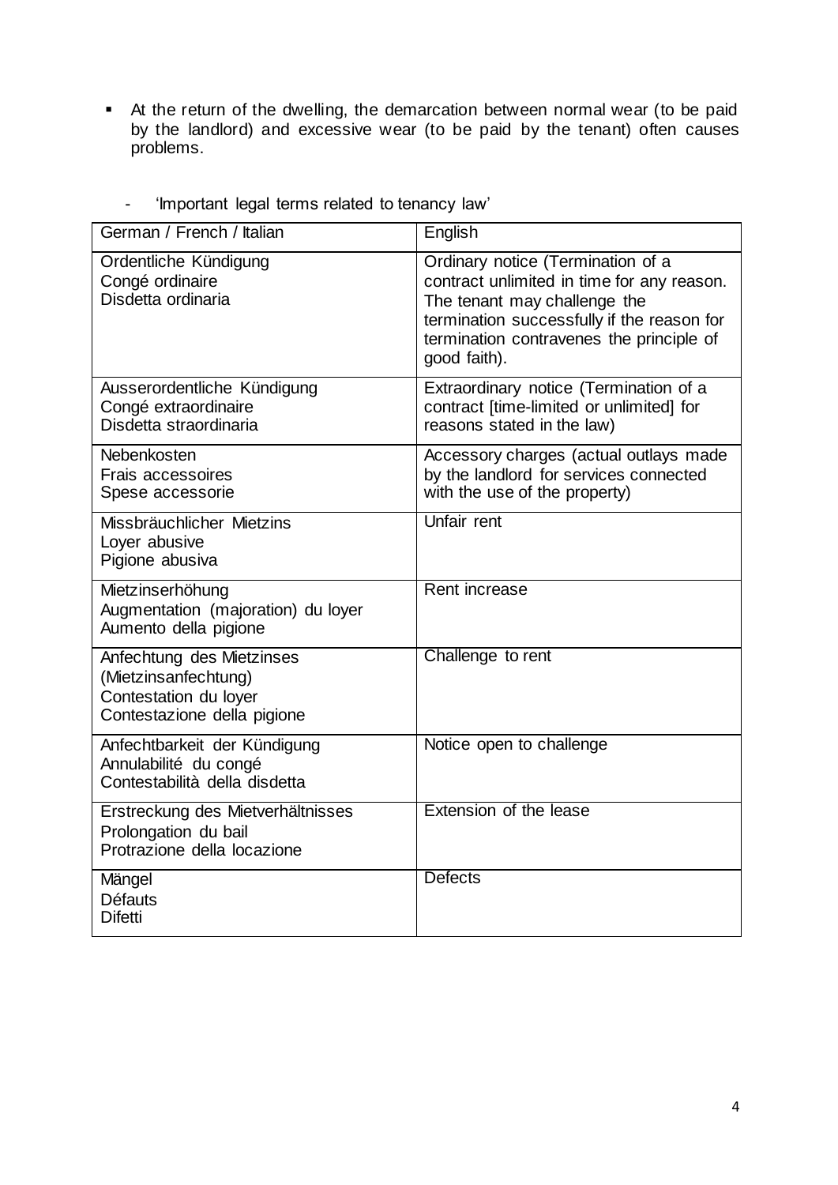- At the return of the dwelling, the demarcation between normal wear (to be paid by the landlord) and excessive wear (to be paid by the tenant) often causes problems.

- 'Important legal terms related to tenancy law'

| German / French / Italian | English |
|---|---|
| Ordentliche Kündigung<br>Congé ordinaire<br>Disdetta ordinaria | Ordinary notice (Termination of a contract unlimited in time for any reason. The tenant may challenge the termination successfully if the reason for termination contravenes the principle of good faith). |
| Ausserordentliche Kündigung<br>Congé extraordinaire<br>Disdetta straordinaria | Extraordinary notice (Termination of a contract [time-limited or unlimited] for reasons stated in the law) |
| Nebenkosten<br>Frais accessoires<br>Spese accessorie | Accessory charges (actual outlays made by the landlord for services connected with the use of the property) |
| Missbräuchlicher Mietzins<br>Loyer abusive<br>Pigione abusiva | Unfair rent |
| Mietzinserhöhung<br>Augmentation (majoration) du loyer<br>Aumento della pigione | Rent increase |
| Anfechtung des Mietzinses<br>(Mietzinsanfechtung)<br>Contestation du loyer<br>Contestazione della pigione | Challenge to rent |
| Anfechtbarkeit der Kündigung<br>Annulabilité du congé<br>Contestabilità della disdetta | Notice open to challenge |
| Erstreckung des Mietverhältnisses<br>Prolongation du bail<br>Protrazione della locazione | Extension of the lease |
| Mängel<br>Défauts<br>Difetti | Defects |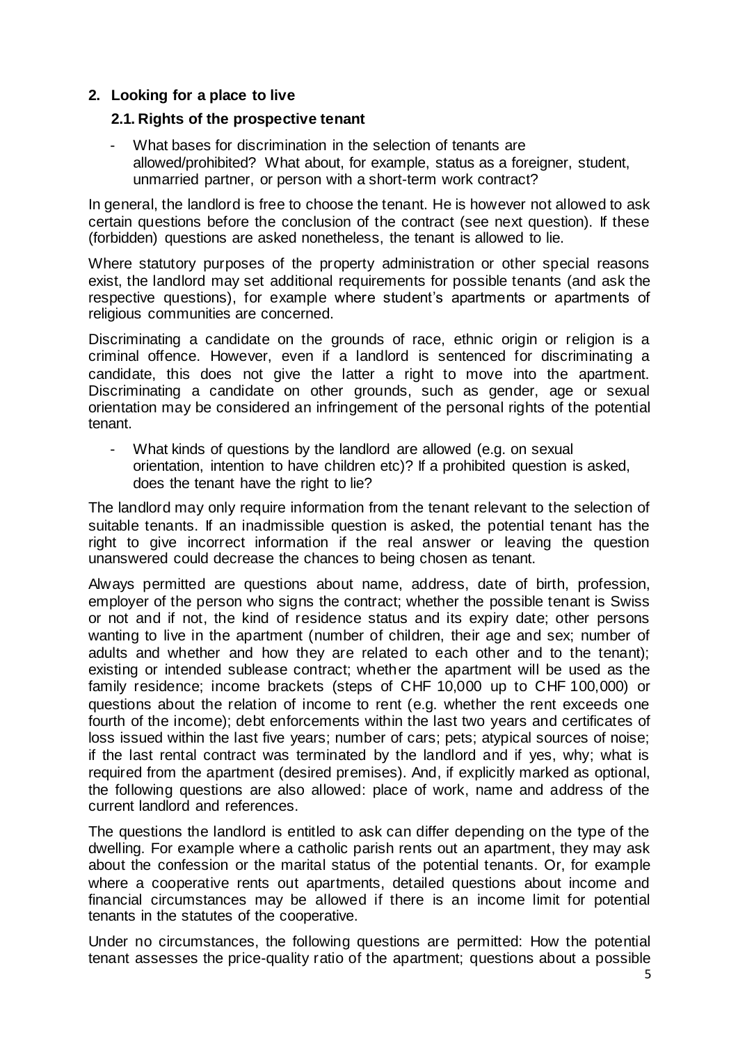## 2. Looking for a place to live

### 2.1. Rights of the prospective tenant

- What bases for discrimination in the selection of tenants are allowed/prohibited? What about, for example, status as a foreigner, student, unmarried partner, or person with a short-term work contract?

In general, the landlord is free to choose the tenant. He is however not allowed to ask certain questions before the conclusion of the contract (see next question). If these (forbidden) questions are asked nonetheless, the tenant is allowed to lie.

Where statutory purposes of the property administration or other special reasons exist, the landlord may set additional requirements for possible tenants (and ask the respective questions), for example where student's apartments or apartments of religious communities are concerned.

Discriminating a candidate on the grounds of race, ethnic origin or religion is a criminal offence. However, even if a landlord is sentenced for discriminating a candidate, this does not give the latter a right to move into the apartment. Discriminating a candidate on other grounds, such as gender, age or sexual orientation may be considered an infringement of the personal rights of the potential tenant.

- What kinds of questions by the landlord are allowed (e.g. on sexual orientation, intention to have children etc)? If a prohibited question is asked, does the tenant have the right to lie?

The landlord may only require information from the tenant relevant to the selection of suitable tenants. If an inadmissible question is asked, the potential tenant has the right to give incorrect information if the real answer or leaving the question unanswered could decrease the chances to being chosen as tenant.

Always permitted are questions about name, address, date of birth, profession, employer of the person who signs the contract; whether the possible tenant is Swiss or not and if not, the kind of residence status and its expiry date; other persons wanting to live in the apartment (number of children, their age and sex; number of adults and whether and how they are related to each other and to the tenant); existing or intended sublease contract; whether the apartment will be used as the family residence; income brackets (steps of CHF 10,000 up to CHF 100,000) or questions about the relation of income to rent (e.g. whether the rent exceeds one fourth of the income); debt enforcements within the last two years and certificates of loss issued within the last five years; number of cars; pets; atypical sources of noise; if the last rental contract was terminated by the landlord and if yes, why; what is required from the apartment (desired premises). And, if explicitly marked as optional, the following questions are also allowed: place of work, name and address of the current landlord and references.

The questions the landlord is entitled to ask can differ depending on the type of the dwelling. For example where a catholic parish rents out an apartment, they may ask about the confession or the marital status of the potential tenants. Or, for example where a cooperative rents out apartments, detailed questions about income and financial circumstances may be allowed if there is an income limit for potential tenants in the statutes of the cooperative.

Under no circumstances, the following questions are permitted: How the potential tenant assesses the price-quality ratio of the apartment; questions about a possible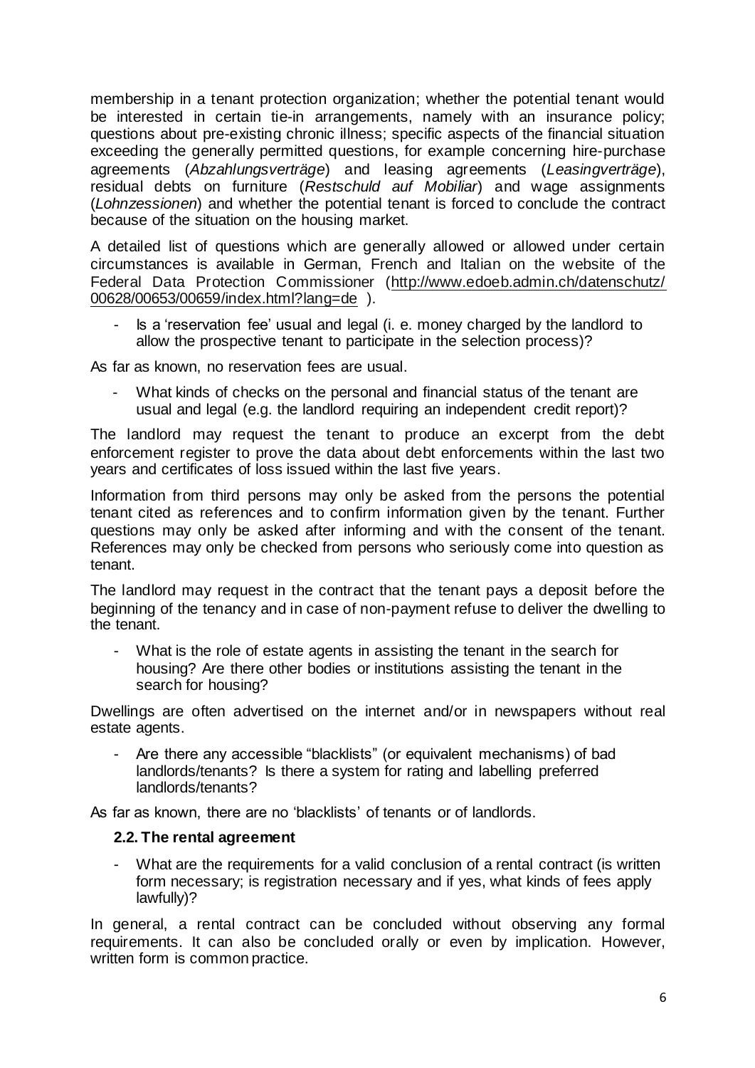membership in a tenant protection organization; whether the potential tenant would be interested in certain tie-in arrangements, namely with an insurance policy; questions about pre-existing chronic illness; specific aspects of the financial situation exceeding the generally permitted questions, for example concerning hire-purchase agreements (*Abzahlungsverträge*) and leasing agreements (*Leasingverträge*), residual debts on furniture (*Restschuld auf Mobiliar*) and wage assignments (*Lohnzessionen*) and whether the potential tenant is forced to conclude the contract because of the situation on the housing market.

A detailed list of questions which are generally allowed or allowed under certain circumstances is available in German, French and Italian on the website of the Federal Data Protection Commissioner (http://www.edoeb.admin.ch/datenschutz/00628/00653/00659/index.html?lang=de ).

- Is a 'reservation fee' usual and legal (i. e. money charged by the landlord to allow the prospective tenant to participate in the selection process)?

As far as known, no reservation fees are usual.

- What kinds of checks on the personal and financial status of the tenant are usual and legal (e.g. the landlord requiring an independent credit report)?

The landlord may request the tenant to produce an excerpt from the debt enforcement register to prove the data about debt enforcements within the last two years and certificates of loss issued within the last five years.

Information from third persons may only be asked from the persons the potential tenant cited as references and to confirm information given by the tenant. Further questions may only be asked after informing and with the consent of the tenant. References may only be checked from persons who seriously come into question as tenant.

The landlord may request in the contract that the tenant pays a deposit before the beginning of the tenancy and in case of non-payment refuse to deliver the dwelling to the tenant.

- What is the role of estate agents in assisting the tenant in the search for housing? Are there other bodies or institutions assisting the tenant in the search for housing?

Dwellings are often advertised on the internet and/or in newspapers without real estate agents.

- Are there any accessible "blacklists" (or equivalent mechanisms) of bad landlords/tenants? Is there a system for rating and labelling preferred landlords/tenants?

As far as known, there are no 'blacklists' of tenants or of landlords.

### 2.2. The rental agreement

- What are the requirements for a valid conclusion of a rental contract (is written form necessary; is registration necessary and if yes, what kinds of fees apply lawfully)?

In general, a rental contract can be concluded without observing any formal requirements. It can also be concluded orally or even by implication. However, written form is common practice.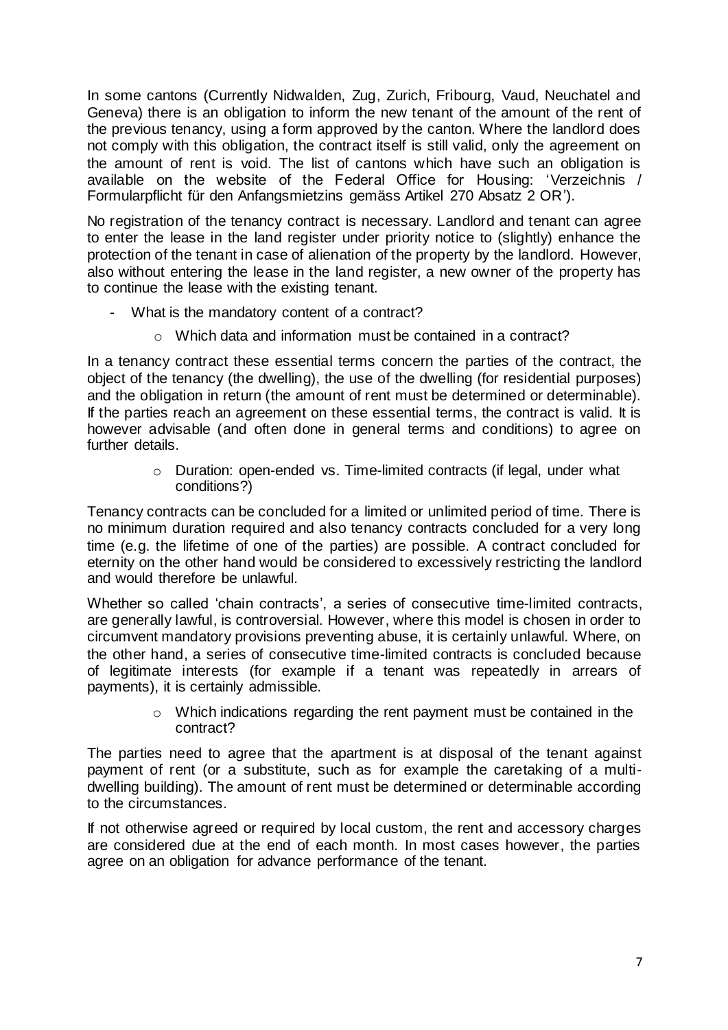In some cantons (Currently Nidwalden, Zug, Zurich, Fribourg, Vaud, Neuchatel and Geneva) there is an obligation to inform the new tenant of the amount of the rent of the previous tenancy, using a form approved by the canton. Where the landlord does not comply with this obligation, the contract itself is still valid, only the agreement on the amount of rent is void. The list of cantons which have such an obligation is available on the website of the Federal Office for Housing: 'Verzeichnis / Formularpflicht für den Anfangsmietzins gemäss Artikel 270 Absatz 2 OR').

No registration of the tenancy contract is necessary. Landlord and tenant can agree to enter the lease in the land register under priority notice to (slightly) enhance the protection of the tenant in case of alienation of the property by the landlord. However, also without entering the lease in the land register, a new owner of the property has to continue the lease with the existing tenant.

- What is the mandatory content of a contract?
  - Which data and information must be contained in a contract?

In a tenancy contract these essential terms concern the parties of the contract, the object of the tenancy (the dwelling), the use of the dwelling (for residential purposes) and the obligation in return (the amount of rent must be determined or determinable). If the parties reach an agreement on these essential terms, the contract is valid. It is however advisable (and often done in general terms and conditions) to agree on further details.

  - Duration: open-ended vs. Time-limited contracts (if legal, under what conditions?)

Tenancy contracts can be concluded for a limited or unlimited period of time. There is no minimum duration required and also tenancy contracts concluded for a very long time (e.g. the lifetime of one of the parties) are possible. A contract concluded for eternity on the other hand would be considered to excessively restricting the landlord and would therefore be unlawful.

Whether so called 'chain contracts', a series of consecutive time-limited contracts, are generally lawful, is controversial. However, where this model is chosen in order to circumvent mandatory provisions preventing abuse, it is certainly unlawful. Where, on the other hand, a series of consecutive time-limited contracts is concluded because of legitimate interests (for example if a tenant was repeatedly in arrears of payments), it is certainly admissible.

  - Which indications regarding the rent payment must be contained in the contract?

The parties need to agree that the apartment is at disposal of the tenant against payment of rent (or a substitute, such as for example the caretaking of a multi-dwelling building). The amount of rent must be determined or determinable according to the circumstances.

If not otherwise agreed or required by local custom, the rent and accessory charges are considered due at the end of each month. In most cases however, the parties agree on an obligation for advance performance of the tenant.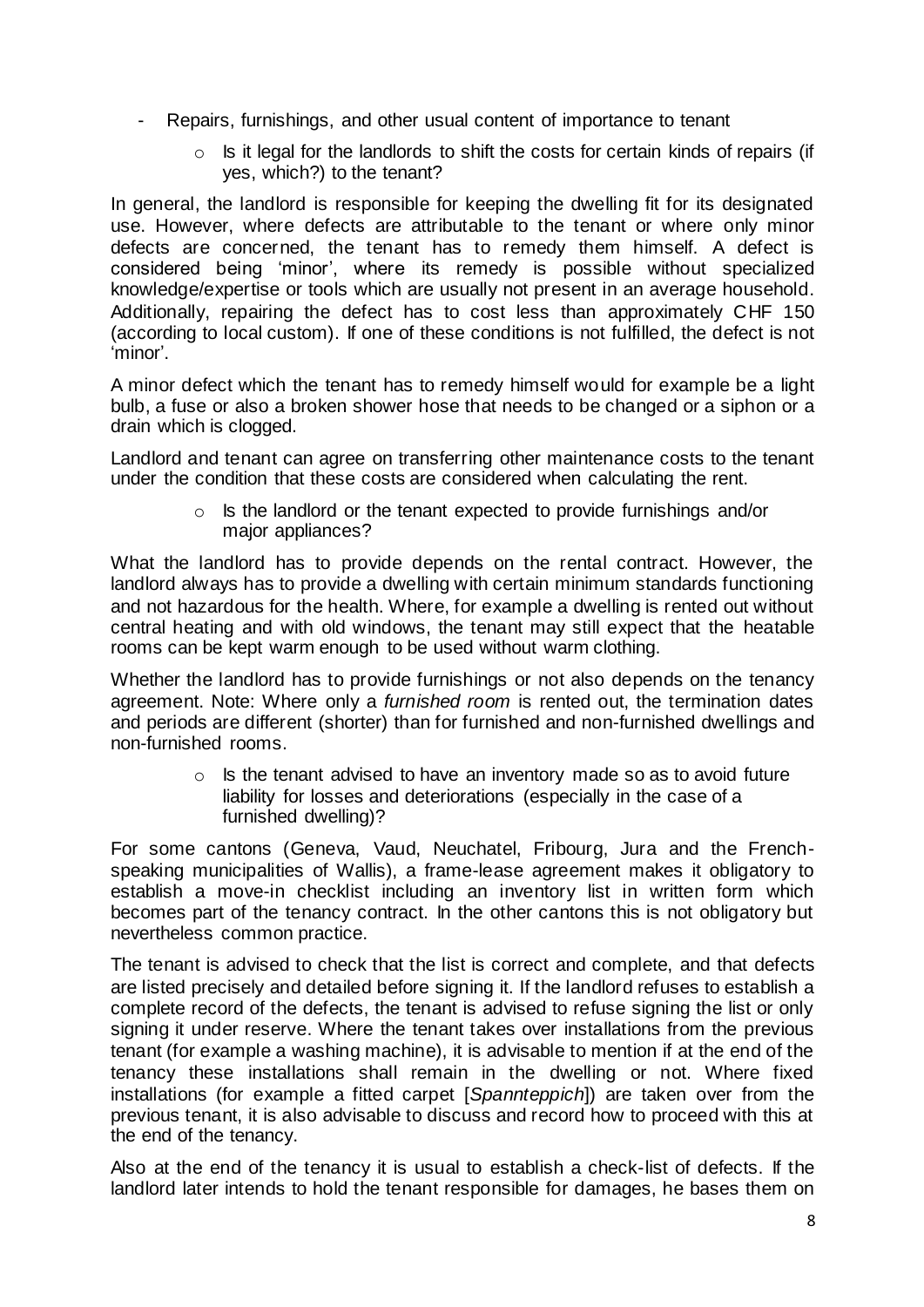- Repairs, furnishings, and other usual content of importance to tenant
    - Is it legal for the landlords to shift the costs for certain kinds of repairs (if yes, which?) to the tenant?

In general, the landlord is responsible for keeping the dwelling fit for its designated use. However, where defects are attributable to the tenant or where only minor defects are concerned, the tenant has to remedy them himself. A defect is considered being 'minor', where its remedy is possible without specialized knowledge/expertise or tools which are usually not present in an average household. Additionally, repairing the defect has to cost less than approximately CHF 150 (according to local custom). If one of these conditions is not fulfilled, the defect is not 'minor'.

A minor defect which the tenant has to remedy himself would for example be a light bulb, a fuse or also a broken shower hose that needs to be changed or a siphon or a drain which is clogged.

Landlord and tenant can agree on transferring other maintenance costs to the tenant under the condition that these costs are considered when calculating the rent.

- Is the landlord or the tenant expected to provide furnishings and/or major appliances?

What the landlord has to provide depends on the rental contract. However, the landlord always has to provide a dwelling with certain minimum standards functioning and not hazardous for the health. Where, for example a dwelling is rented out without central heating and with old windows, the tenant may still expect that the heatable rooms can be kept warm enough to be used without warm clothing.

Whether the landlord has to provide furnishings or not also depends on the tenancy agreement. Note: Where only a *furnished room* is rented out, the termination dates and periods are different (shorter) than for furnished and non-furnished dwellings and non-furnished rooms.

- Is the tenant advised to have an inventory made so as to avoid future liability for losses and deteriorations (especially in the case of a furnished dwelling)?

For some cantons (Geneva, Vaud, Neuchatel, Fribourg, Jura and the French-speaking municipalities of Wallis), a frame-lease agreement makes it obligatory to establish a move-in checklist including an inventory list in written form which becomes part of the tenancy contract. In the other cantons this is not obligatory but nevertheless common practice.

The tenant is advised to check that the list is correct and complete, and that defects are listed precisely and detailed before signing it. If the landlord refuses to establish a complete record of the defects, the tenant is advised to refuse signing the list or only signing it under reserve. Where the tenant takes over installations from the previous tenant (for example a washing machine), it is advisable to mention if at the end of the tenancy these installations shall remain in the dwelling or not. Where fixed installations (for example a fitted carpet [*Spannteppich*]) are taken over from the previous tenant, it is also advisable to discuss and record how to proceed with this at the end of the tenancy.

Also at the end of the tenancy it is usual to establish a check-list of defects. If the landlord later intends to hold the tenant responsible for damages, he bases them on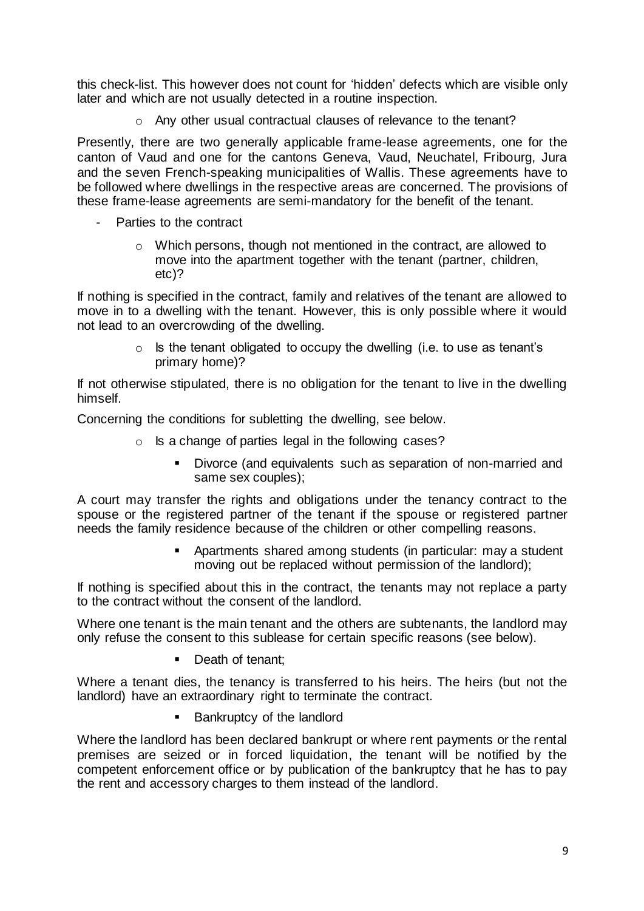this check-list. This however does not count for 'hidden' defects which are visible only later and which are not usually detected in a routine inspection.

- Any other usual contractual clauses of relevance to the tenant?

Presently, there are two generally applicable frame-lease agreements, one for the canton of Vaud and one for the cantons Geneva, Vaud, Neuchatel, Fribourg, Jura and the seven French-speaking municipalities of Wallis. These agreements have to be followed where dwellings in the respective areas are concerned. The provisions of these frame-lease agreements are semi-mandatory for the benefit of the tenant.

- Parties to the contract
  - Which persons, though not mentioned in the contract, are allowed to move into the apartment together with the tenant (partner, children, etc)?

If nothing is specified in the contract, family and relatives of the tenant are allowed to move in to a dwelling with the tenant. However, this is only possible where it would not lead to an overcrowding of the dwelling.

- Is the tenant obligated to occupy the dwelling (i.e. to use as tenant's primary home)?

If not otherwise stipulated, there is no obligation for the tenant to live in the dwelling himself.

Concerning the conditions for subletting the dwelling, see below.

- Is a change of parties legal in the following cases?
  - Divorce (and equivalents such as separation of non-married and same sex couples);

A court may transfer the rights and obligations under the tenancy contract to the spouse or the registered partner of the tenant if the spouse or registered partner needs the family residence because of the children or other compelling reasons.

- Apartments shared among students (in particular: may a student moving out be replaced without permission of the landlord);

If nothing is specified about this in the contract, the tenants may not replace a party to the contract without the consent of the landlord.

Where one tenant is the main tenant and the others are subtenants, the landlord may only refuse the consent to this sublease for certain specific reasons (see below).

- Death of tenant;

Where a tenant dies, the tenancy is transferred to his heirs. The heirs (but not the landlord) have an extraordinary right to terminate the contract.

- Bankruptcy of the landlord

Where the landlord has been declared bankrupt or where rent payments or the rental premises are seized or in forced liquidation, the tenant will be notified by the competent enforcement office or by publication of the bankruptcy that he has to pay the rent and accessory charges to them instead of the landlord.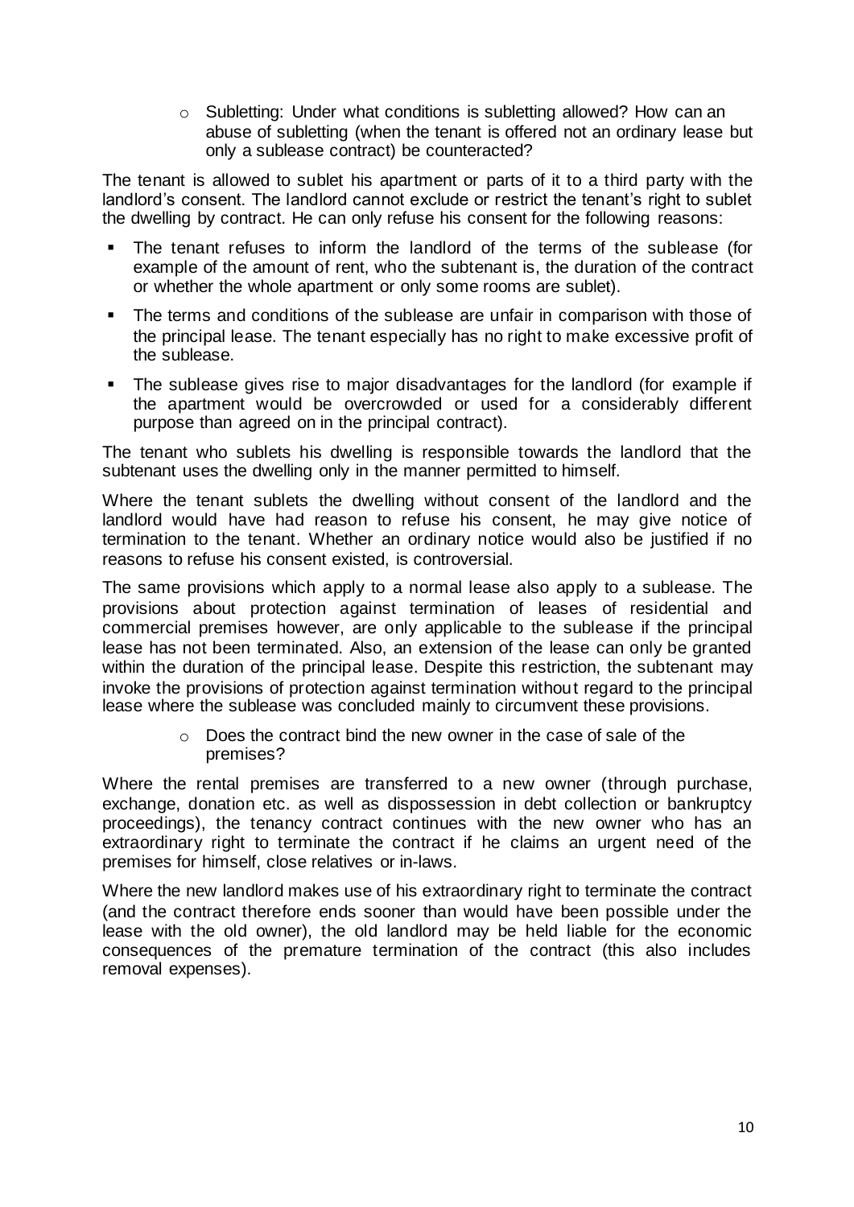- Subletting: Under what conditions is subletting allowed? How can an abuse of subletting (when the tenant is offered not an ordinary lease but only a sublease contract) be counteracted?

The tenant is allowed to sublet his apartment or parts of it to a third party with the landlord's consent. The landlord cannot exclude or restrict the tenant's right to sublet the dwelling by contract. He can only refuse his consent for the following reasons:

- The tenant refuses to inform the landlord of the terms of the sublease (for example of the amount of rent, who the subtenant is, the duration of the contract or whether the whole apartment or only some rooms are sublet).
- The terms and conditions of the sublease are unfair in comparison with those of the principal lease. The tenant especially has no right to make excessive profit of the sublease.
- The sublease gives rise to major disadvantages for the landlord (for example if the apartment would be overcrowded or used for a considerably different purpose than agreed on in the principal contract).

The tenant who sublets his dwelling is responsible towards the landlord that the subtenant uses the dwelling only in the manner permitted to himself.

Where the tenant sublets the dwelling without consent of the landlord and the landlord would have had reason to refuse his consent, he may give notice of termination to the tenant. Whether an ordinary notice would also be justified if no reasons to refuse his consent existed, is controversial.

The same provisions which apply to a normal lease also apply to a sublease. The provisions about protection against termination of leases of residential and commercial premises however, are only applicable to the sublease if the principal lease has not been terminated. Also, an extension of the lease can only be granted within the duration of the principal lease. Despite this restriction, the subtenant may invoke the provisions of protection against termination without regard to the principal lease where the sublease was concluded mainly to circumvent these provisions.

- Does the contract bind the new owner in the case of sale of the premises?

Where the rental premises are transferred to a new owner (through purchase, exchange, donation etc. as well as dispossession in debt collection or bankruptcy proceedings), the tenancy contract continues with the new owner who has an extraordinary right to terminate the contract if he claims an urgent need of the premises for himself, close relatives or in-laws.

Where the new landlord makes use of his extraordinary right to terminate the contract (and the contract therefore ends sooner than would have been possible under the lease with the old owner), the old landlord may be held liable for the economic consequences of the premature termination of the contract (this also includes removal expenses).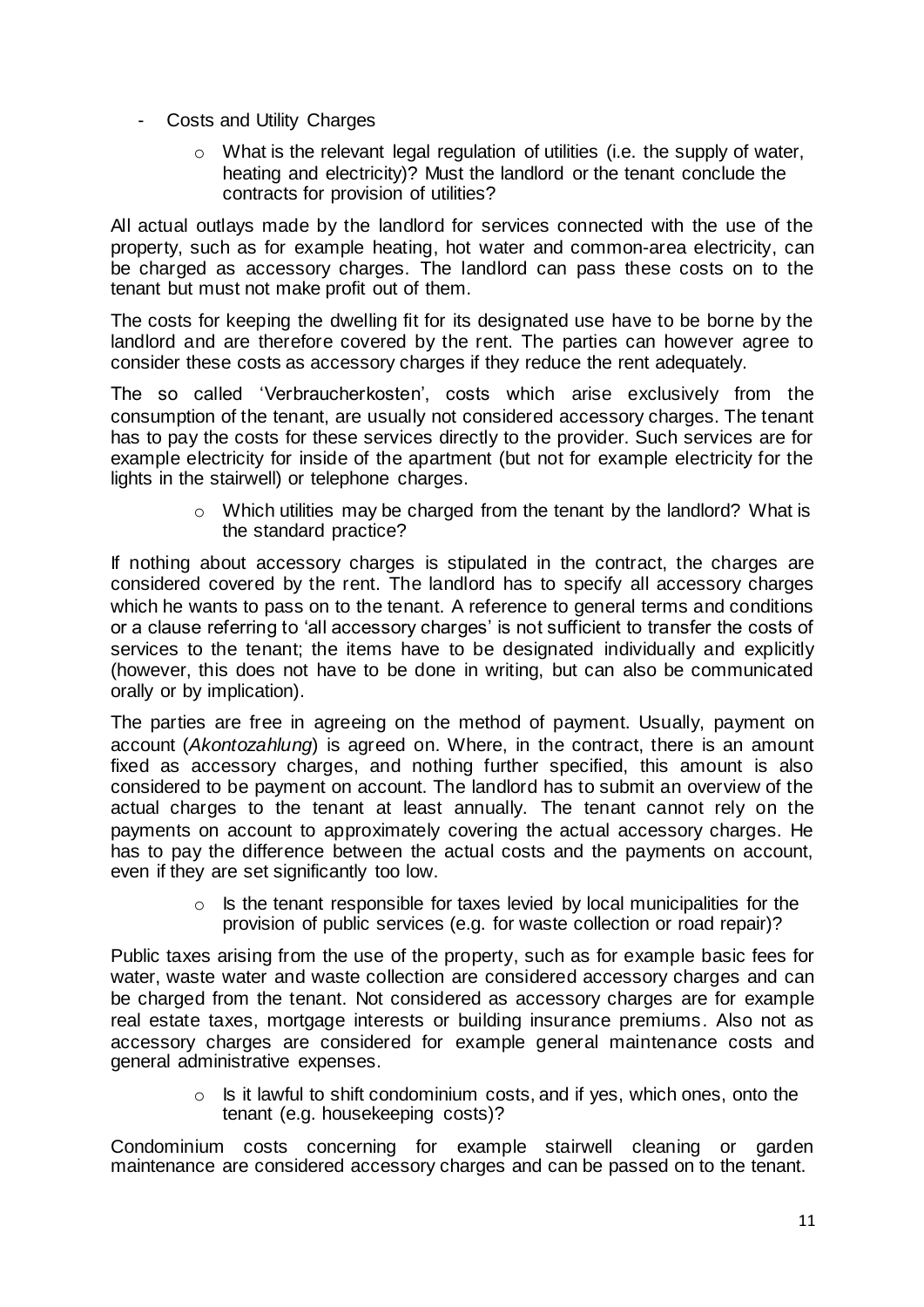- Costs and Utility Charges
    - What is the relevant legal regulation of utilities (i.e. the supply of water, heating and electricity)? Must the landlord or the tenant conclude the contracts for provision of utilities?

All actual outlays made by the landlord for services connected with the use of the property, such as for example heating, hot water and common-area electricity, can be charged as accessory charges. The landlord can pass these costs on to the tenant but must not make profit out of them.

The costs for keeping the dwelling fit for its designated use have to be borne by the landlord and are therefore covered by the rent. The parties can however agree to consider these costs as accessory charges if they reduce the rent adequately.

The so called 'Verbraucherkosten', costs which arise exclusively from the consumption of the tenant, are usually not considered accessory charges. The tenant has to pay the costs for these services directly to the provider. Such services are for example electricity for inside of the apartment (but not for example electricity for the lights in the stairwell) or telephone charges.

- Which utilities may be charged from the tenant by the landlord? What is the standard practice?

If nothing about accessory charges is stipulated in the contract, the charges are considered covered by the rent. The landlord has to specify all accessory charges which he wants to pass on to the tenant. A reference to general terms and conditions or a clause referring to 'all accessory charges' is not sufficient to transfer the costs of services to the tenant; the items have to be designated individually and explicitly (however, this does not have to be done in writing, but can also be communicated orally or by implication).

The parties are free in agreeing on the method of payment. Usually, payment on account (*Akontozahlung*) is agreed on. Where, in the contract, there is an amount fixed as accessory charges, and nothing further specified, this amount is also considered to be payment on account. The landlord has to submit an overview of the actual charges to the tenant at least annually. The tenant cannot rely on the payments on account to approximately covering the actual accessory charges. He has to pay the difference between the actual costs and the payments on account, even if they are set significantly too low.

- Is the tenant responsible for taxes levied by local municipalities for the provision of public services (e.g. for waste collection or road repair)?

Public taxes arising from the use of the property, such as for example basic fees for water, waste water and waste collection are considered accessory charges and can be charged from the tenant. Not considered as accessory charges are for example real estate taxes, mortgage interests or building insurance premiums. Also not as accessory charges are considered for example general maintenance costs and general administrative expenses.

- Is it lawful to shift condominium costs, and if yes, which ones, onto the tenant (e.g. housekeeping costs)?

Condominium costs concerning for example stairwell cleaning or garden maintenance are considered accessory charges and can be passed on to the tenant.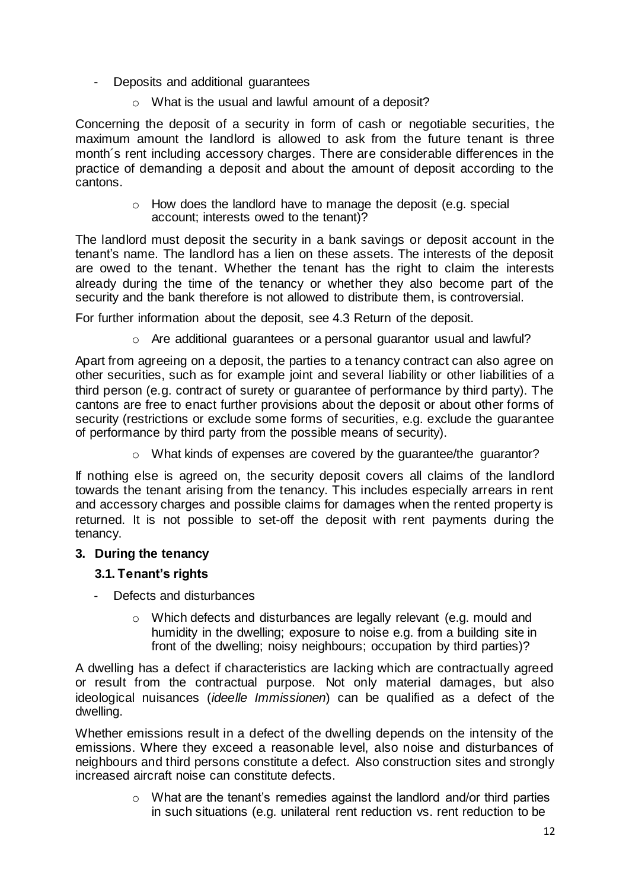- Deposits and additional guarantees
    - What is the usual and lawful amount of a deposit?

Concerning the deposit of a security in form of cash or negotiable securities, the maximum amount the landlord is allowed to ask from the future tenant is three month´s rent including accessory charges. There are considerable differences in the practice of demanding a deposit and about the amount of deposit according to the cantons.

- How does the landlord have to manage the deposit (e.g. special account; interests owed to the tenant)?

The landlord must deposit the security in a bank savings or deposit account in the tenant's name. The landlord has a lien on these assets. The interests of the deposit are owed to the tenant. Whether the tenant has the right to claim the interests already during the time of the tenancy or whether they also become part of the security and the bank therefore is not allowed to distribute them, is controversial.

For further information about the deposit, see 4.3 Return of the deposit.

- Are additional guarantees or a personal guarantor usual and lawful?

Apart from agreeing on a deposit, the parties to a tenancy contract can also agree on other securities, such as for example joint and several liability or other liabilities of a third person (e.g. contract of surety or guarantee of performance by third party). The cantons are free to enact further provisions about the deposit or about other forms of security (restrictions or exclude some forms of securities, e.g. exclude the guarantee of performance by third party from the possible means of security).

- What kinds of expenses are covered by the guarantee/the guarantor?

If nothing else is agreed on, the security deposit covers all claims of the landlord towards the tenant arising from the tenancy. This includes especially arrears in rent and accessory charges and possible claims for damages when the rented property is returned. It is not possible to set-off the deposit with rent payments during the tenancy.

## 3. During the tenancy

### 3.1. Tenant's rights

- Defects and disturbances
    - Which defects and disturbances are legally relevant (e.g. mould and humidity in the dwelling; exposure to noise e.g. from a building site in front of the dwelling; noisy neighbours; occupation by third parties)?

A dwelling has a defect if characteristics are lacking which are contractually agreed or result from the contractual purpose. Not only material damages, but also ideological nuisances (*ideelle Immissionen*) can be qualified as a defect of the dwelling.

Whether emissions result in a defect of the dwelling depends on the intensity of the emissions. Where they exceed a reasonable level, also noise and disturbances of neighbours and third persons constitute a defect. Also construction sites and strongly increased aircraft noise can constitute defects.

- What are the tenant's remedies against the landlord and/or third parties in such situations (e.g. unilateral rent reduction vs. rent reduction to be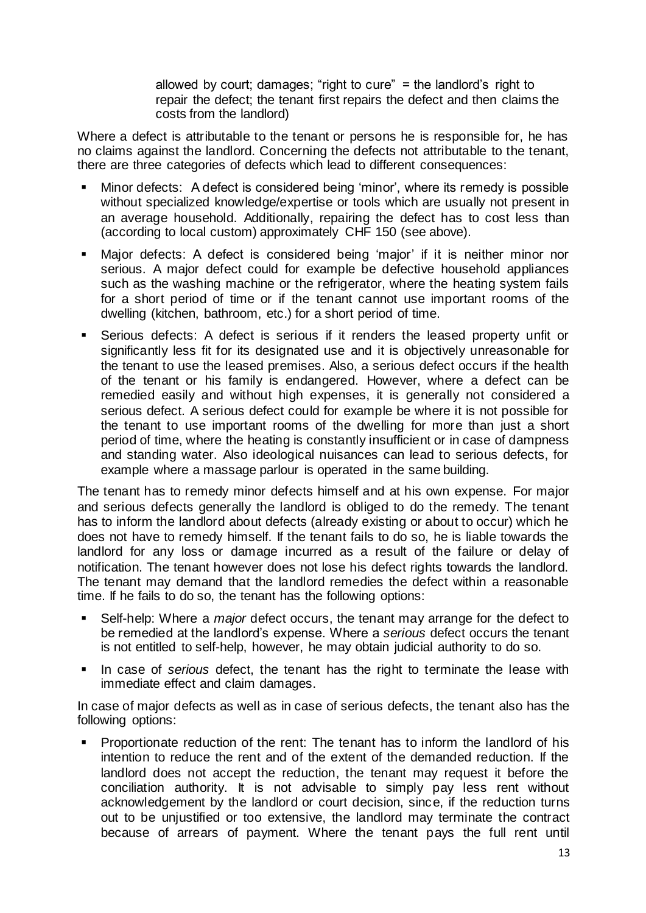allowed by court; damages; "right to cure" = the landlord's right to repair the defect; the tenant first repairs the defect and then claims the costs from the landlord)

Where a defect is attributable to the tenant or persons he is responsible for, he has no claims against the landlord. Concerning the defects not attributable to the tenant, there are three categories of defects which lead to different consequences:

- Minor defects: A defect is considered being 'minor', where its remedy is possible without specialized knowledge/expertise or tools which are usually not present in an average household. Additionally, repairing the defect has to cost less than (according to local custom) approximately CHF 150 (see above).
- Major defects: A defect is considered being 'major' if it is neither minor nor serious. A major defect could for example be defective household appliances such as the washing machine or the refrigerator, where the heating system fails for a short period of time or if the tenant cannot use important rooms of the dwelling (kitchen, bathroom, etc.) for a short period of time.
- Serious defects: A defect is serious if it renders the leased property unfit or significantly less fit for its designated use and it is objectively unreasonable for the tenant to use the leased premises. Also, a serious defect occurs if the health of the tenant or his family is endangered. However, where a defect can be remedied easily and without high expenses, it is generally not considered a serious defect. A serious defect could for example be where it is not possible for the tenant to use important rooms of the dwelling for more than just a short period of time, where the heating is constantly insufficient or in case of dampness and standing water. Also ideological nuisances can lead to serious defects, for example where a massage parlour is operated in the same building.

The tenant has to remedy minor defects himself and at his own expense. For major and serious defects generally the landlord is obliged to do the remedy. The tenant has to inform the landlord about defects (already existing or about to occur) which he does not have to remedy himself. If the tenant fails to do so, he is liable towards the landlord for any loss or damage incurred as a result of the failure or delay of notification. The tenant however does not lose his defect rights towards the landlord. The tenant may demand that the landlord remedies the defect within a reasonable time. If he fails to do so, the tenant has the following options:

- Self-help: Where a *major* defect occurs, the tenant may arrange for the defect to be remedied at the landlord's expense. Where a *serious* defect occurs the tenant is not entitled to self-help, however, he may obtain judicial authority to do so.
- In case of *serious* defect, the tenant has the right to terminate the lease with immediate effect and claim damages.

In case of major defects as well as in case of serious defects, the tenant also has the following options:

- Proportionate reduction of the rent: The tenant has to inform the landlord of his intention to reduce the rent and of the extent of the demanded reduction. If the landlord does not accept the reduction, the tenant may request it before the conciliation authority. It is not advisable to simply pay less rent without acknowledgement by the landlord or court decision, since, if the reduction turns out to be unjustified or too extensive, the landlord may terminate the contract because of arrears of payment. Where the tenant pays the full rent until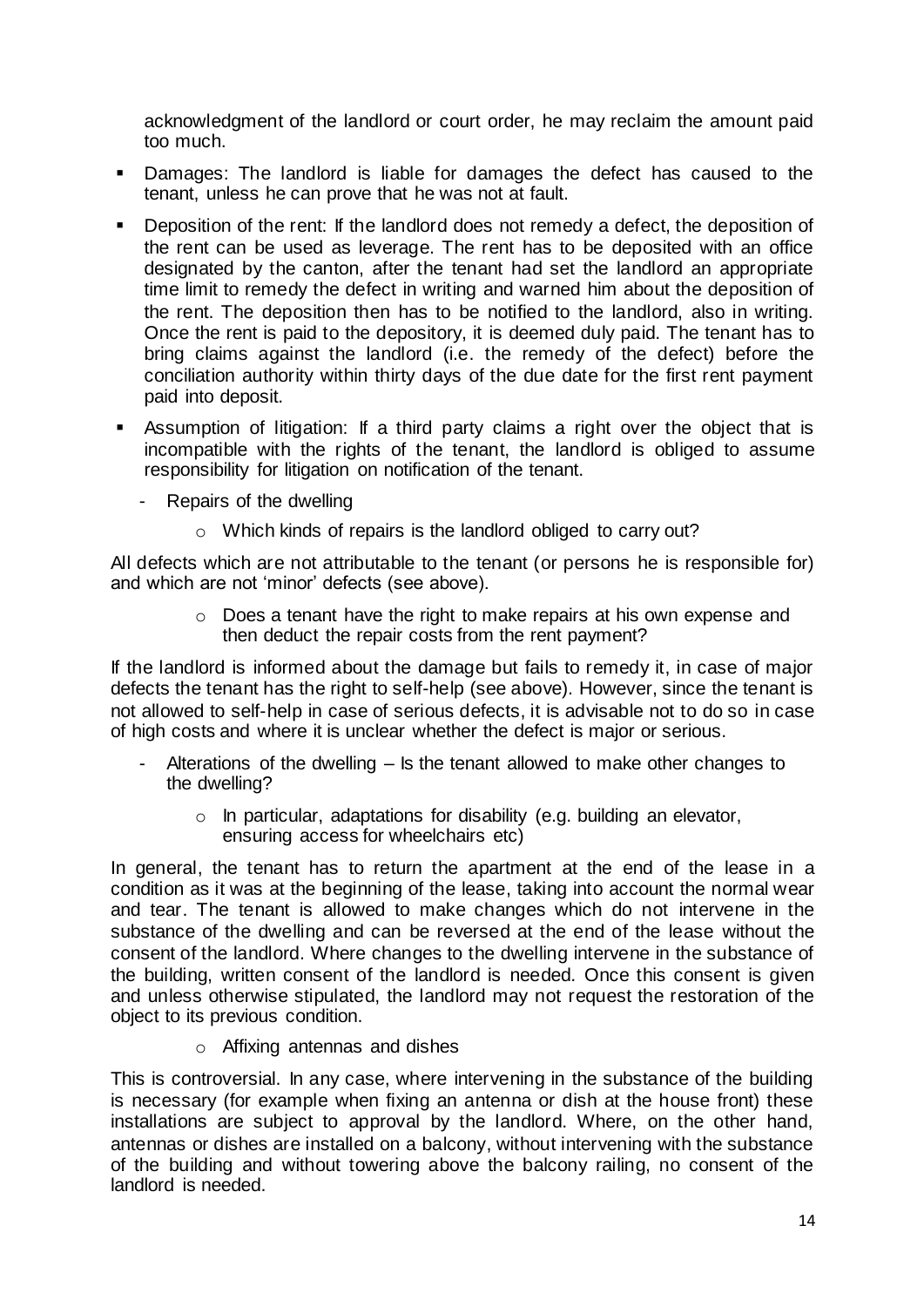acknowledgment of the landlord or court order, he may reclaim the amount paid too much.

- Damages: The landlord is liable for damages the defect has caused to the tenant, unless he can prove that he was not at fault.
- Deposition of the rent: If the landlord does not remedy a defect, the deposition of the rent can be used as leverage. The rent has to be deposited with an office designated by the canton, after the tenant had set the landlord an appropriate time limit to remedy the defect in writing and warned him about the deposition of the rent. The deposition then has to be notified to the landlord, also in writing. Once the rent is paid to the depository, it is deemed duly paid. The tenant has to bring claims against the landlord (i.e. the remedy of the defect) before the conciliation authority within thirty days of the due date for the first rent payment paid into deposit.
- Assumption of litigation: If a third party claims a right over the object that is incompatible with the rights of the tenant, the landlord is obliged to assume responsibility for litigation on notification of the tenant.
  - Repairs of the dwelling
    - Which kinds of repairs is the landlord obliged to carry out?

All defects which are not attributable to the tenant (or persons he is responsible for) and which are not 'minor' defects (see above).

- Does a tenant have the right to make repairs at his own expense and then deduct the repair costs from the rent payment?

If the landlord is informed about the damage but fails to remedy it, in case of major defects the tenant has the right to self-help (see above). However, since the tenant is not allowed to self-help in case of serious defects, it is advisable not to do so in case of high costs and where it is unclear whether the defect is major or serious.

- Alterations of the dwelling – Is the tenant allowed to make other changes to the dwelling?
  - In particular, adaptations for disability (e.g. building an elevator, ensuring access for wheelchairs etc)

In general, the tenant has to return the apartment at the end of the lease in a condition as it was at the beginning of the lease, taking into account the normal wear and tear. The tenant is allowed to make changes which do not intervene in the substance of the dwelling and can be reversed at the end of the lease without the consent of the landlord. Where changes to the dwelling intervene in the substance of the building, written consent of the landlord is needed. Once this consent is given and unless otherwise stipulated, the landlord may not request the restoration of the object to its previous condition.

- Affixing antennas and dishes

This is controversial. In any case, where intervening in the substance of the building is necessary (for example when fixing an antenna or dish at the house front) these installations are subject to approval by the landlord. Where, on the other hand, antennas or dishes are installed on a balcony, without intervening with the substance of the building and without towering above the balcony railing, no consent of the landlord is needed.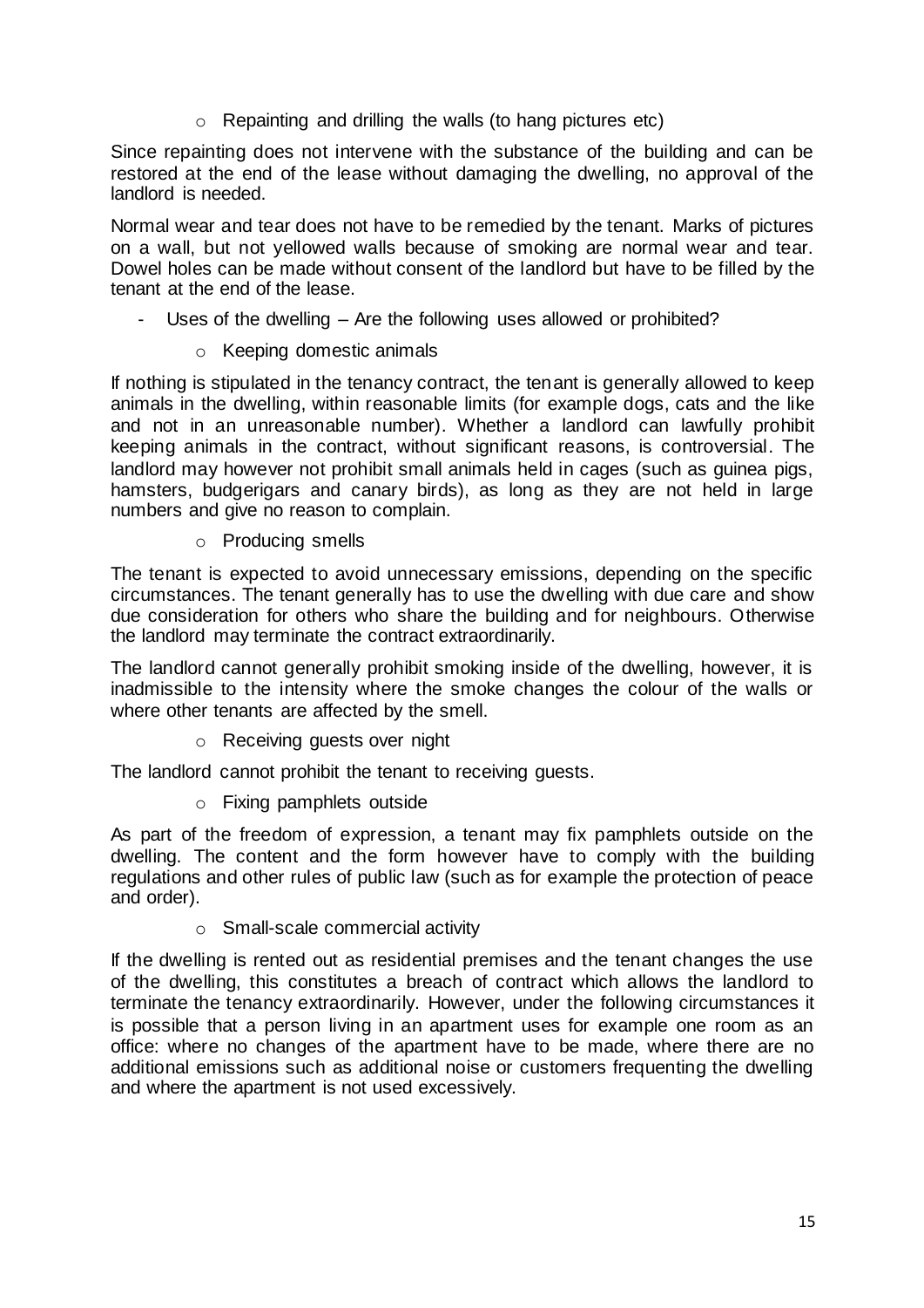- Repainting and drilling the walls (to hang pictures etc)

Since repainting does not intervene with the substance of the building and can be restored at the end of the lease without damaging the dwelling, no approval of the landlord is needed.

Normal wear and tear does not have to be remedied by the tenant. Marks of pictures on a wall, but not yellowed walls because of smoking are normal wear and tear. Dowel holes can be made without consent of the landlord but have to be filled by the tenant at the end of the lease.

- Uses of the dwelling – Are the following uses allowed or prohibited?
  - Keeping domestic animals

If nothing is stipulated in the tenancy contract, the tenant is generally allowed to keep animals in the dwelling, within reasonable limits (for example dogs, cats and the like and not in an unreasonable number). Whether a landlord can lawfully prohibit keeping animals in the contract, without significant reasons, is controversial. The landlord may however not prohibit small animals held in cages (such as guinea pigs, hamsters, budgerigars and canary birds), as long as they are not held in large numbers and give no reason to complain.

  - Producing smells

The tenant is expected to avoid unnecessary emissions, depending on the specific circumstances. The tenant generally has to use the dwelling with due care and show due consideration for others who share the building and for neighbours. Otherwise the landlord may terminate the contract extraordinarily.

The landlord cannot generally prohibit smoking inside of the dwelling, however, it is inadmissible to the intensity where the smoke changes the colour of the walls or where other tenants are affected by the smell.

  - Receiving guests over night

The landlord cannot prohibit the tenant to receiving guests.

  - Fixing pamphlets outside

As part of the freedom of expression, a tenant may fix pamphlets outside on the dwelling. The content and the form however have to comply with the building regulations and other rules of public law (such as for example the protection of peace and order).

  - Small-scale commercial activity

If the dwelling is rented out as residential premises and the tenant changes the use of the dwelling, this constitutes a breach of contract which allows the landlord to terminate the tenancy extraordinarily. However, under the following circumstances it is possible that a person living in an apartment uses for example one room as an office: where no changes of the apartment have to be made, where there are no additional emissions such as additional noise or customers frequenting the dwelling and where the apartment is not used excessively.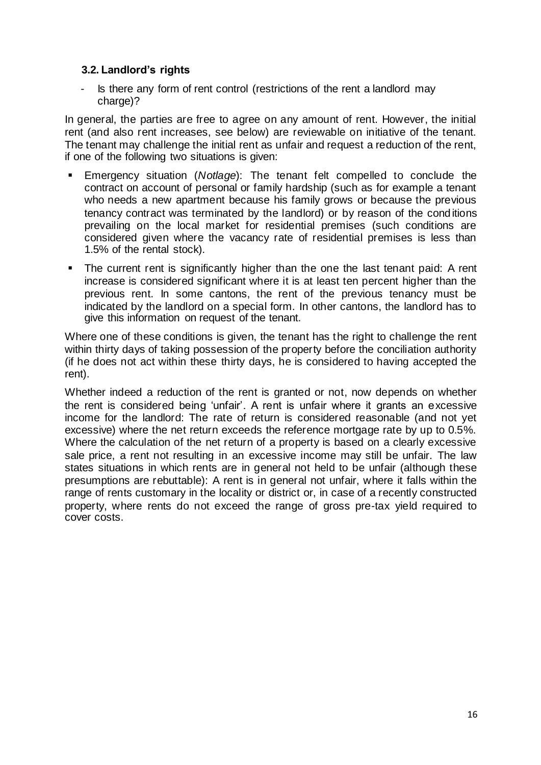### 3.2. Landlord's rights

- Is there any form of rent control (restrictions of the rent a landlord may charge)?

In general, the parties are free to agree on any amount of rent. However, the initial rent (and also rent increases, see below) are reviewable on initiative of the tenant. The tenant may challenge the initial rent as unfair and request a reduction of the rent, if one of the following two situations is given:

- Emergency situation (*Notlage*): The tenant felt compelled to conclude the contract on account of personal or family hardship (such as for example a tenant who needs a new apartment because his family grows or because the previous tenancy contract was terminated by the landlord) or by reason of the conditions prevailing on the local market for residential premises (such conditions are considered given where the vacancy rate of residential premises is less than 1.5% of the rental stock).
- The current rent is significantly higher than the one the last tenant paid: A rent increase is considered significant where it is at least ten percent higher than the previous rent. In some cantons, the rent of the previous tenancy must be indicated by the landlord on a special form. In other cantons, the landlord has to give this information on request of the tenant.

Where one of these conditions is given, the tenant has the right to challenge the rent within thirty days of taking possession of the property before the conciliation authority (if he does not act within these thirty days, he is considered to having accepted the rent).

Whether indeed a reduction of the rent is granted or not, now depends on whether the rent is considered being 'unfair'. A rent is unfair where it grants an excessive income for the landlord: The rate of return is considered reasonable (and not yet excessive) where the net return exceeds the reference mortgage rate by up to 0.5%. Where the calculation of the net return of a property is based on a clearly excessive sale price, a rent not resulting in an excessive income may still be unfair. The law states situations in which rents are in general not held to be unfair (although these presumptions are rebuttable): A rent is in general not unfair, where it falls within the range of rents customary in the locality or district or, in case of a recently constructed property, where rents do not exceed the range of gross pre-tax yield required to cover costs.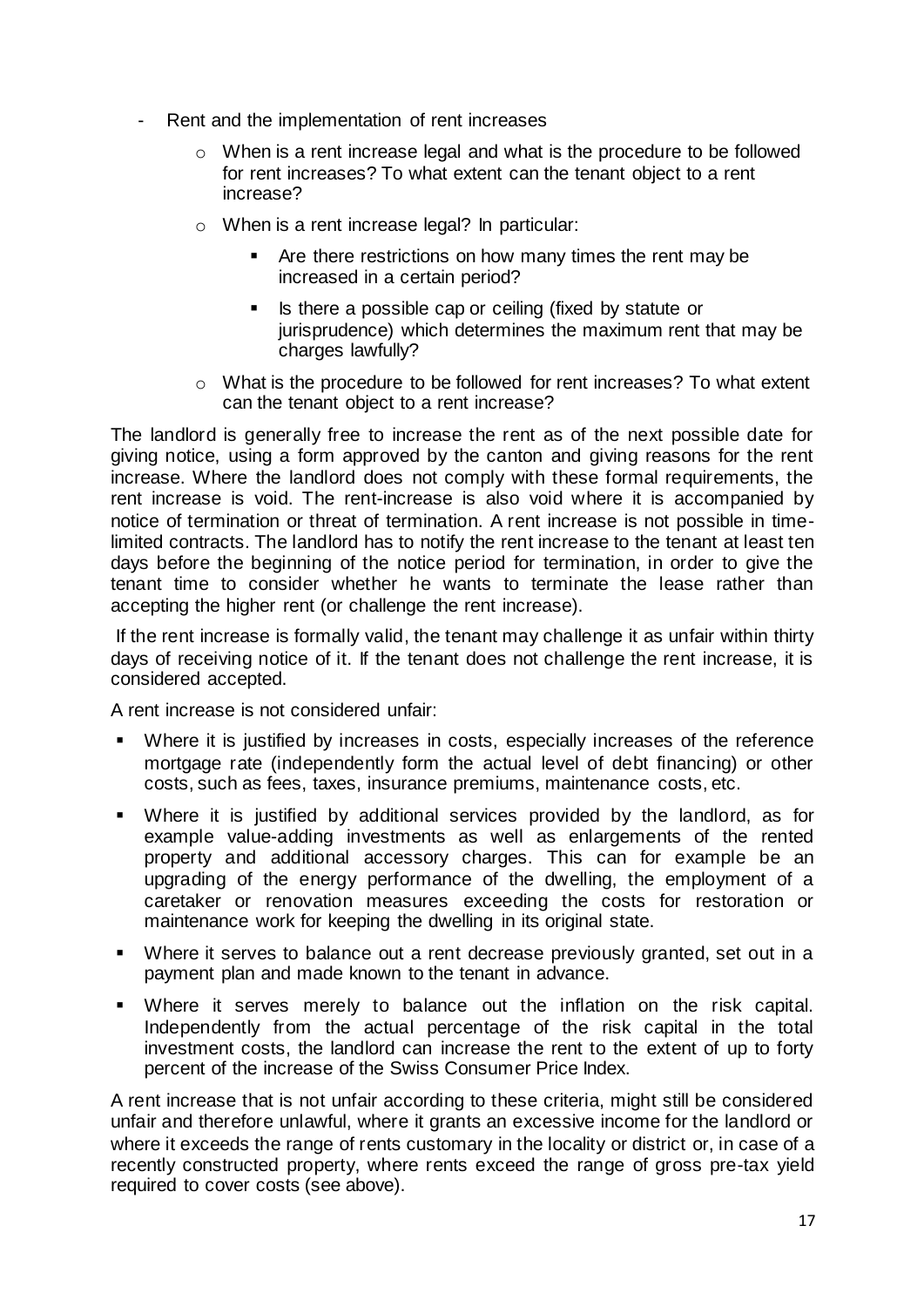- Rent and the implementation of rent increases
  - When is a rent increase legal and what is the procedure to be followed for rent increases? To what extent can the tenant object to a rent increase?
  - When is a rent increase legal? In particular:
    - Are there restrictions on how many times the rent may be increased in a certain period?
    - Is there a possible cap or ceiling (fixed by statute or jurisprudence) which determines the maximum rent that may be charges lawfully?
  - What is the procedure to be followed for rent increases? To what extent can the tenant object to a rent increase?

The landlord is generally free to increase the rent as of the next possible date for giving notice, using a form approved by the canton and giving reasons for the rent increase. Where the landlord does not comply with these formal requirements, the rent increase is void. The rent-increase is also void where it is accompanied by notice of termination or threat of termination. A rent increase is not possible in time-limited contracts. The landlord has to notify the rent increase to the tenant at least ten days before the beginning of the notice period for termination, in order to give the tenant time to consider whether he wants to terminate the lease rather than accepting the higher rent (or challenge the rent increase).

If the rent increase is formally valid, the tenant may challenge it as unfair within thirty days of receiving notice of it. If the tenant does not challenge the rent increase, it is considered accepted.

A rent increase is not considered unfair:

- Where it is justified by increases in costs, especially increases of the reference mortgage rate (independently form the actual level of debt financing) or other costs, such as fees, taxes, insurance premiums, maintenance costs, etc.
- Where it is justified by additional services provided by the landlord, as for example value-adding investments as well as enlargements of the rented property and additional accessory charges. This can for example be an upgrading of the energy performance of the dwelling, the employment of a caretaker or renovation measures exceeding the costs for restoration or maintenance work for keeping the dwelling in its original state.
- Where it serves to balance out a rent decrease previously granted, set out in a payment plan and made known to the tenant in advance.
- Where it serves merely to balance out the inflation on the risk capital. Independently from the actual percentage of the risk capital in the total investment costs, the landlord can increase the rent to the extent of up to forty percent of the increase of the Swiss Consumer Price Index.

A rent increase that is not unfair according to these criteria, might still be considered unfair and therefore unlawful, where it grants an excessive income for the landlord or where it exceeds the range of rents customary in the locality or district or, in case of a recently constructed property, where rents exceed the range of gross pre-tax yield required to cover costs (see above).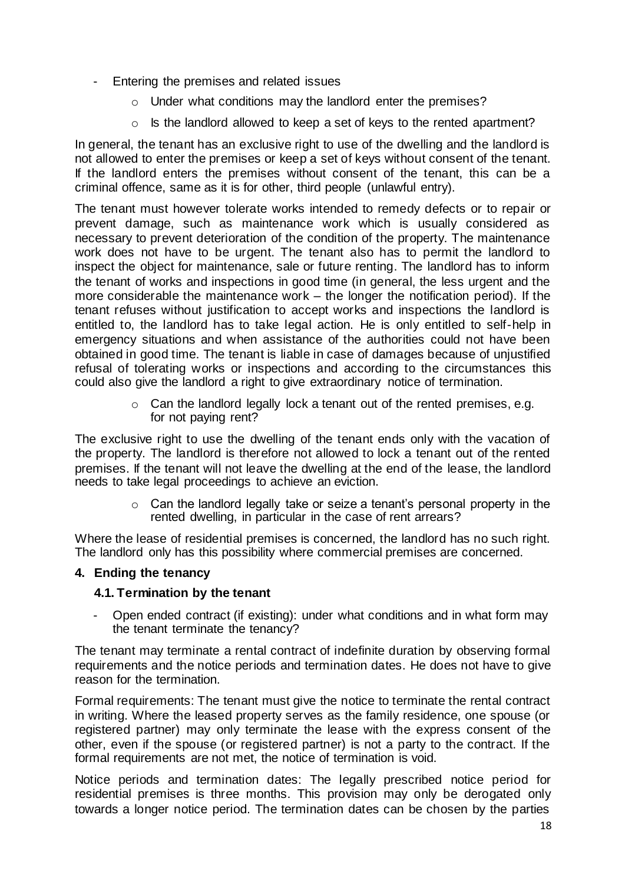- Entering the premises and related issues
  - Under what conditions may the landlord enter the premises?
  - Is the landlord allowed to keep a set of keys to the rented apartment?

In general, the tenant has an exclusive right to use of the dwelling and the landlord is not allowed to enter the premises or keep a set of keys without consent of the tenant. If the landlord enters the premises without consent of the tenant, this can be a criminal offence, same as it is for other, third people (unlawful entry).

The tenant must however tolerate works intended to remedy defects or to repair or prevent damage, such as maintenance work which is usually considered as necessary to prevent deterioration of the condition of the property. The maintenance work does not have to be urgent. The tenant also has to permit the landlord to inspect the object for maintenance, sale or future renting. The landlord has to inform the tenant of works and inspections in good time (in general, the less urgent and the more considerable the maintenance work – the longer the notification period). If the tenant refuses without justification to accept works and inspections the landlord is entitled to, the landlord has to take legal action. He is only entitled to self-help in emergency situations and when assistance of the authorities could not have been obtained in good time. The tenant is liable in case of damages because of unjustified refusal of tolerating works or inspections and according to the circumstances this could also give the landlord a right to give extraordinary notice of termination.

  - Can the landlord legally lock a tenant out of the rented premises, e.g. for not paying rent?

The exclusive right to use the dwelling of the tenant ends only with the vacation of the property. The landlord is therefore not allowed to lock a tenant out of the rented premises. If the tenant will not leave the dwelling at the end of the lease, the landlord needs to take legal proceedings to achieve an eviction.

  - Can the landlord legally take or seize a tenant's personal property in the rented dwelling, in particular in the case of rent arrears?

Where the lease of residential premises is concerned, the landlord has no such right. The landlord only has this possibility where commercial premises are concerned.

## 4. Ending the tenancy

### 4.1. Termination by the tenant

- Open ended contract (if existing): under what conditions and in what form may the tenant terminate the tenancy?

The tenant may terminate a rental contract of indefinite duration by observing formal requirements and the notice periods and termination dates. He does not have to give reason for the termination.

Formal requirements: The tenant must give the notice to terminate the rental contract in writing. Where the leased property serves as the family residence, one spouse (or registered partner) may only terminate the lease with the express consent of the other, even if the spouse (or registered partner) is not a party to the contract. If the formal requirements are not met, the notice of termination is void.

Notice periods and termination dates: The legally prescribed notice period for residential premises is three months. This provision may only be derogated only towards a longer notice period. The termination dates can be chosen by the parties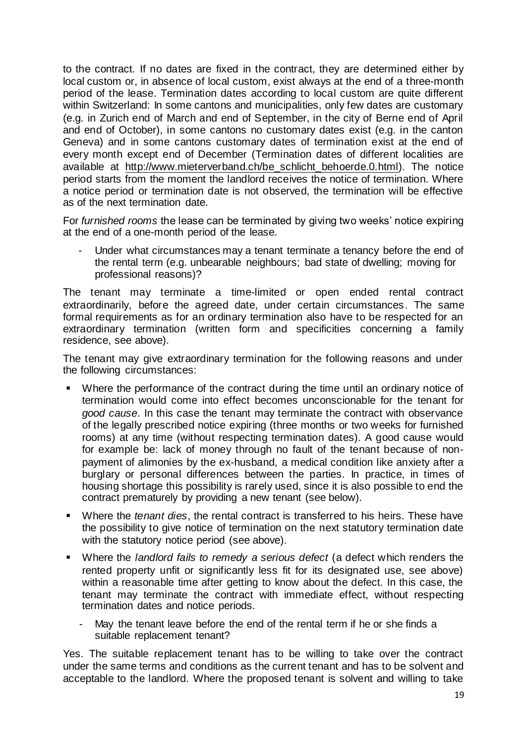to the contract. If no dates are fixed in the contract, they are determined either by local custom or, in absence of local custom, exist always at the end of a three-month period of the lease. Termination dates according to local custom are quite different within Switzerland: In some cantons and municipalities, only few dates are customary (e.g. in Zurich end of March and end of September, in the city of Berne end of April and end of October), in some cantons no customary dates exist (e.g. in the canton Geneva) and in some cantons customary dates of termination exist at the end of every month except end of December (Termination dates of different localities are available at http://www.mieterverband.ch/be_schlicht_behoerde.0.html). The notice period starts from the moment the landlord receives the notice of termination. Where a notice period or termination date is not observed, the termination will be effective as of the next termination date.

For *furnished rooms* the lease can be terminated by giving two weeks' notice expiring at the end of a one-month period of the lease.

- Under what circumstances may a tenant terminate a tenancy before the end of the rental term (e.g. unbearable neighbours; bad state of dwelling; moving for professional reasons)?

The tenant may terminate a time-limited or open ended rental contract extraordinarily, before the agreed date, under certain circumstances. The same formal requirements as for an ordinary termination also have to be respected for an extraordinary termination (written form and specificities concerning a family residence, see above).

The tenant may give extraordinary termination for the following reasons and under the following circumstances:

- Where the performance of the contract during the time until an ordinary notice of termination would come into effect becomes unconscionable for the tenant for *good cause*. In this case the tenant may terminate the contract with observance of the legally prescribed notice expiring (three months or two weeks for furnished rooms) at any time (without respecting termination dates). A good cause would for example be: lack of money through no fault of the tenant because of non-payment of alimonies by the ex-husband, a medical condition like anxiety after a burglary or personal differences between the parties. In practice, in times of housing shortage this possibility is rarely used, since it is also possible to end the contract prematurely by providing a new tenant (see below).
- Where the *tenant dies*, the rental contract is transferred to his heirs. These have the possibility to give notice of termination on the next statutory termination date with the statutory notice period (see above).
- Where the *landlord fails to remedy a serious defect* (a defect which renders the rented property unfit or significantly less fit for its designated use, see above) within a reasonable time after getting to know about the defect. In this case, the tenant may terminate the contract with immediate effect, without respecting termination dates and notice periods.

  - May the tenant leave before the end of the rental term if he or she finds a suitable replacement tenant?

Yes. The suitable replacement tenant has to be willing to take over the contract under the same terms and conditions as the current tenant and has to be solvent and acceptable to the landlord. Where the proposed tenant is solvent and willing to take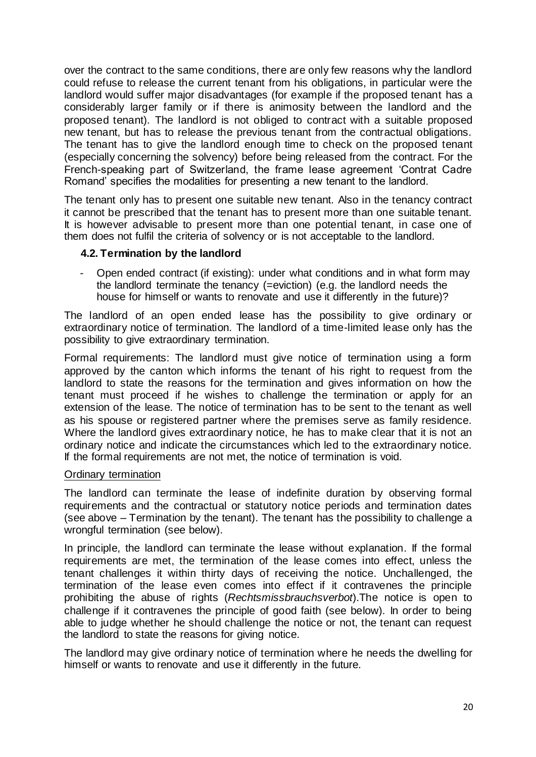over the contract to the same conditions, there are only few reasons why the landlord could refuse to release the current tenant from his obligations, in particular were the landlord would suffer major disadvantages (for example if the proposed tenant has a considerably larger family or if there is animosity between the landlord and the proposed tenant). The landlord is not obliged to contract with a suitable proposed new tenant, but has to release the previous tenant from the contractual obligations. The tenant has to give the landlord enough time to check on the proposed tenant (especially concerning the solvency) before being released from the contract. For the French-speaking part of Switzerland, the frame lease agreement 'Contrat Cadre Romand' specifies the modalities for presenting a new tenant to the landlord.

The tenant only has to present one suitable new tenant. Also in the tenancy contract it cannot be prescribed that the tenant has to present more than one suitable tenant. It is however advisable to present more than one potential tenant, in case one of them does not fulfil the criteria of solvency or is not acceptable to the landlord.

### 4.2. Termination by the landlord

- Open ended contract (if existing): under what conditions and in what form may the landlord terminate the tenancy (=eviction) (e.g. the landlord needs the house for himself or wants to renovate and use it differently in the future)?

The landlord of an open ended lease has the possibility to give ordinary or extraordinary notice of termination. The landlord of a time-limited lease only has the possibility to give extraordinary termination.

Formal requirements: The landlord must give notice of termination using a form approved by the canton which informs the tenant of his right to request from the landlord to state the reasons for the termination and gives information on how the tenant must proceed if he wishes to challenge the termination or apply for an extension of the lease. The notice of termination has to be sent to the tenant as well as his spouse or registered partner where the premises serve as family residence. Where the landlord gives extraordinary notice, he has to make clear that it is not an ordinary notice and indicate the circumstances which led to the extraordinary notice. If the formal requirements are not met, the notice of termination is void.

<u>Ordinary termination</u>

The landlord can terminate the lease of indefinite duration by observing formal requirements and the contractual or statutory notice periods and termination dates (see above – Termination by the tenant). The tenant has the possibility to challenge a wrongful termination (see below).

In principle, the landlord can terminate the lease without explanation. If the formal requirements are met, the termination of the lease comes into effect, unless the tenant challenges it within thirty days of receiving the notice. Unchallenged, the termination of the lease even comes into effect if it contravenes the principle prohibiting the abuse of rights (*Rechtsmissbrauchsverbot*).The notice is open to challenge if it contravenes the principle of good faith (see below). In order to being able to judge whether he should challenge the notice or not, the tenant can request the landlord to state the reasons for giving notice.

The landlord may give ordinary notice of termination where he needs the dwelling for himself or wants to renovate and use it differently in the future.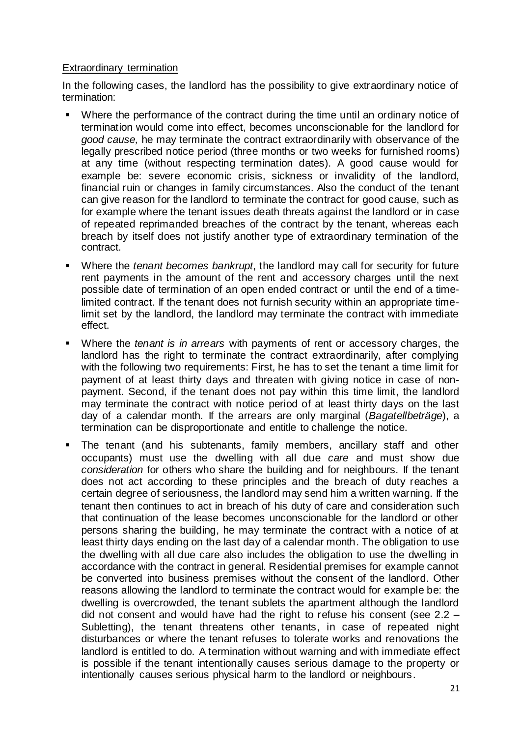Extraordinary termination

In the following cases, the landlord has the possibility to give extraordinary notice of termination:

- Where the performance of the contract during the time until an ordinary notice of termination would come into effect, becomes unconscionable for the landlord for *good cause,* he may terminate the contract extraordinarily with observance of the legally prescribed notice period (three months or two weeks for furnished rooms) at any time (without respecting termination dates). A good cause would for example be: severe economic crisis, sickness or invalidity of the landlord, financial ruin or changes in family circumstances. Also the conduct of the tenant can give reason for the landlord to terminate the contract for good cause, such as for example where the tenant issues death threats against the landlord or in case of repeated reprimanded breaches of the contract by the tenant, whereas each breach by itself does not justify another type of extraordinary termination of the contract.
- Where the *tenant becomes bankrupt*, the landlord may call for security for future rent payments in the amount of the rent and accessory charges until the next possible date of termination of an open ended contract or until the end of a time-limited contract. If the tenant does not furnish security within an appropriate time-limit set by the landlord, the landlord may terminate the contract with immediate effect.
- Where the *tenant is in arrears* with payments of rent or accessory charges, the landlord has the right to terminate the contract extraordinarily, after complying with the following two requirements: First, he has to set the tenant a time limit for payment of at least thirty days and threaten with giving notice in case of non-payment. Second, if the tenant does not pay within this time limit, the landlord may terminate the contract with notice period of at least thirty days on the last day of a calendar month. If the arrears are only marginal (*Bagatellbeträge*), a termination can be disproportionate and entitle to challenge the notice.
- The tenant (and his subtenants, family members, ancillary staff and other occupants) must use the dwelling with all due *care* and must show due *consideration* for others who share the building and for neighbours. If the tenant does not act according to these principles and the breach of duty reaches a certain degree of seriousness, the landlord may send him a written warning. If the tenant then continues to act in breach of his duty of care and consideration such that continuation of the lease becomes unconscionable for the landlord or other persons sharing the building, he may terminate the contract with a notice of at least thirty days ending on the last day of a calendar month. The obligation to use the dwelling with all due care also includes the obligation to use the dwelling in accordance with the contract in general. Residential premises for example cannot be converted into business premises without the consent of the landlord. Other reasons allowing the landlord to terminate the contract would for example be: the dwelling is overcrowded, the tenant sublets the apartment although the landlord did not consent and would have had the right to refuse his consent (see 2.2 – Subletting), the tenant threatens other tenants, in case of repeated night disturbances or where the tenant refuses to tolerate works and renovations the landlord is entitled to do. A termination without warning and with immediate effect is possible if the tenant intentionally causes serious damage to the property or intentionally causes serious physical harm to the landlord or neighbours.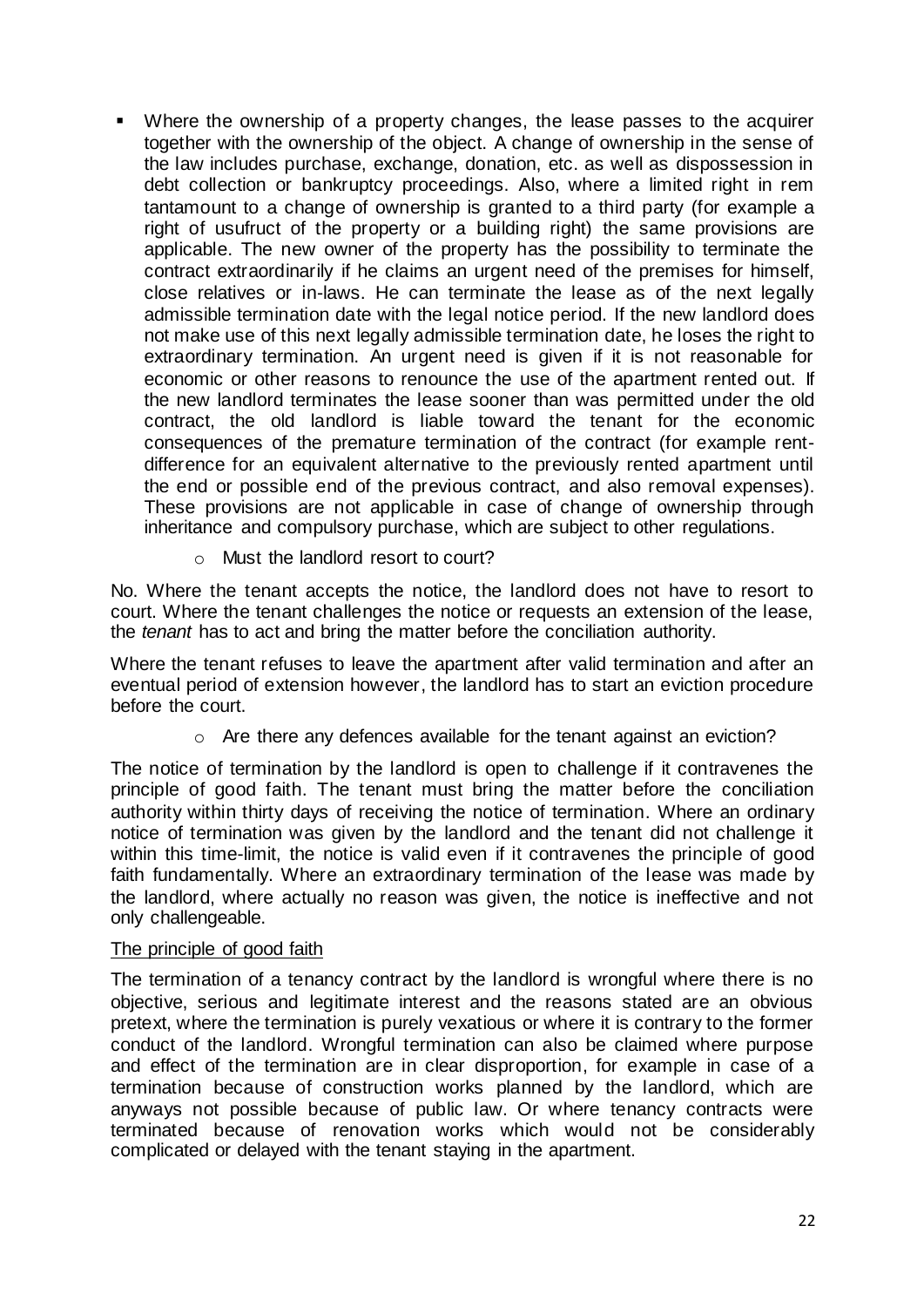- Where the ownership of a property changes, the lease passes to the acquirer together with the ownership of the object. A change of ownership in the sense of the law includes purchase, exchange, donation, etc. as well as dispossession in debt collection or bankruptcy proceedings. Also, where a limited right in rem tantamount to a change of ownership is granted to a third party (for example a right of usufruct of the property or a building right) the same provisions are applicable. The new owner of the property has the possibility to terminate the contract extraordinarily if he claims an urgent need of the premises for himself, close relatives or in-laws. He can terminate the lease as of the next legally admissible termination date with the legal notice period. If the new landlord does not make use of this next legally admissible termination date, he loses the right to extraordinary termination. An urgent need is given if it is not reasonable for economic or other reasons to renounce the use of the apartment rented out. If the new landlord terminates the lease sooner than was permitted under the old contract, the old landlord is liable toward the tenant for the economic consequences of the premature termination of the contract (for example rent-difference for an equivalent alternative to the previously rented apartment until the end or possible end of the previous contract, and also removal expenses). These provisions are not applicable in case of change of ownership through inheritance and compulsory purchase, which are subject to other regulations.

  - Must the landlord resort to court?

No. Where the tenant accepts the notice, the landlord does not have to resort to court. Where the tenant challenges the notice or requests an extension of the lease, the *tenant* has to act and bring the matter before the conciliation authority.

Where the tenant refuses to leave the apartment after valid termination and after an eventual period of extension however, the landlord has to start an eviction procedure before the court.

  - Are there any defences available for the tenant against an eviction?

The notice of termination by the landlord is open to challenge if it contravenes the principle of good faith. The tenant must bring the matter before the conciliation authority within thirty days of receiving the notice of termination. Where an ordinary notice of termination was given by the landlord and the tenant did not challenge it within this time-limit, the notice is valid even if it contravenes the principle of good faith fundamentally. Where an extraordinary termination of the lease was made by the landlord, where actually no reason was given, the notice is ineffective and not only challengeable.

<u>The principle of good faith</u>

The termination of a tenancy contract by the landlord is wrongful where there is no objective, serious and legitimate interest and the reasons stated are an obvious pretext, where the termination is purely vexatious or where it is contrary to the former conduct of the landlord. Wrongful termination can also be claimed where purpose and effect of the termination are in clear disproportion, for example in case of a termination because of construction works planned by the landlord, which are anyways not possible because of public law. Or where tenancy contracts were terminated because of renovation works which would not be considerably complicated or delayed with the tenant staying in the apartment.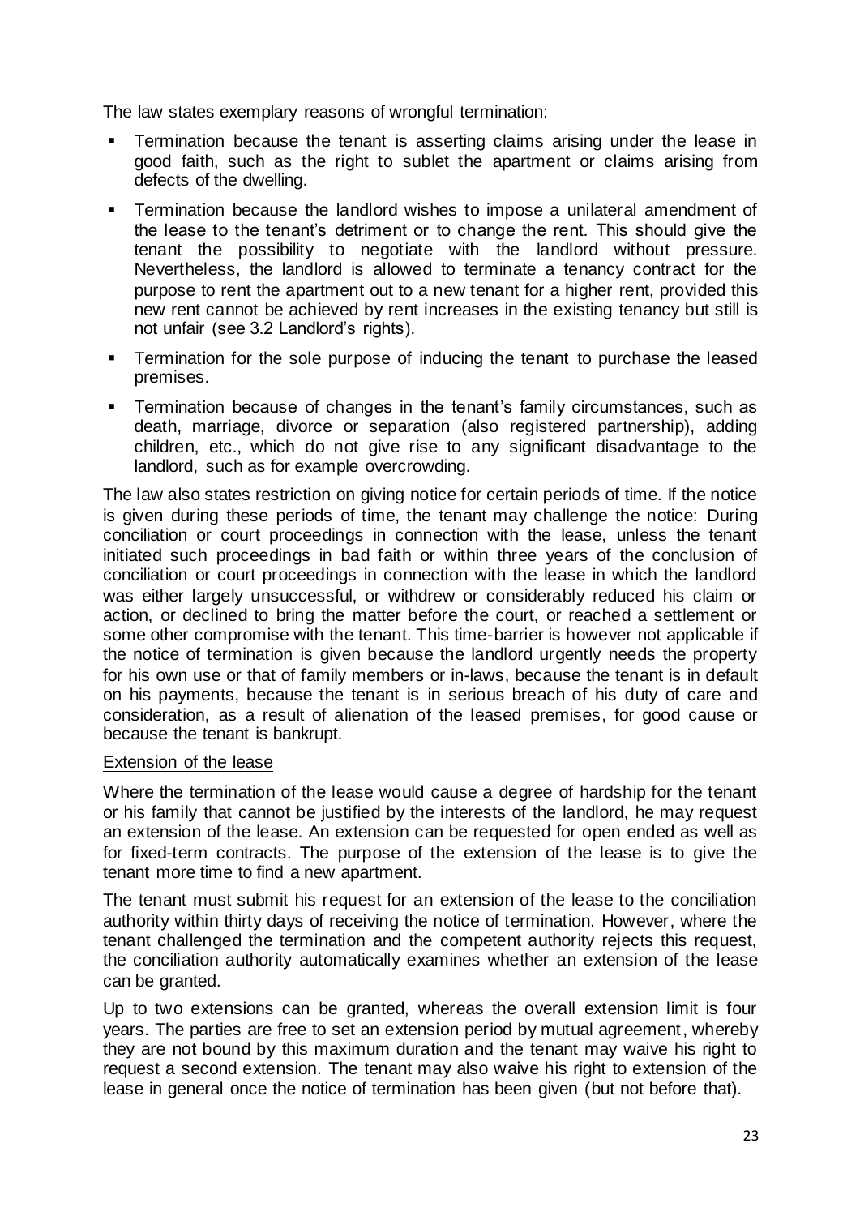The law states exemplary reasons of wrongful termination:

- Termination because the tenant is asserting claims arising under the lease in good faith, such as the right to sublet the apartment or claims arising from defects of the dwelling.
- Termination because the landlord wishes to impose a unilateral amendment of the lease to the tenant's detriment or to change the rent. This should give the tenant the possibility to negotiate with the landlord without pressure. Nevertheless, the landlord is allowed to terminate a tenancy contract for the purpose to rent the apartment out to a new tenant for a higher rent, provided this new rent cannot be achieved by rent increases in the existing tenancy but still is not unfair (see 3.2 Landlord's rights).
- Termination for the sole purpose of inducing the tenant to purchase the leased premises.
- Termination because of changes in the tenant's family circumstances, such as death, marriage, divorce or separation (also registered partnership), adding children, etc., which do not give rise to any significant disadvantage to the landlord, such as for example overcrowding.

The law also states restriction on giving notice for certain periods of time. If the notice is given during these periods of time, the tenant may challenge the notice: During conciliation or court proceedings in connection with the lease, unless the tenant initiated such proceedings in bad faith or within three years of the conclusion of conciliation or court proceedings in connection with the lease in which the landlord was either largely unsuccessful, or withdrew or considerably reduced his claim or action, or declined to bring the matter before the court, or reached a settlement or some other compromise with the tenant. This time-barrier is however not applicable if the notice of termination is given because the landlord urgently needs the property for his own use or that of family members or in-laws, because the tenant is in default on his payments, because the tenant is in serious breach of his duty of care and consideration, as a result of alienation of the leased premises, for good cause or because the tenant is bankrupt.

<u>Extension of the lease</u>

Where the termination of the lease would cause a degree of hardship for the tenant or his family that cannot be justified by the interests of the landlord, he may request an extension of the lease. An extension can be requested for open ended as well as for fixed-term contracts. The purpose of the extension of the lease is to give the tenant more time to find a new apartment.

The tenant must submit his request for an extension of the lease to the conciliation authority within thirty days of receiving the notice of termination. However, where the tenant challenged the termination and the competent authority rejects this request, the conciliation authority automatically examines whether an extension of the lease can be granted.

Up to two extensions can be granted, whereas the overall extension limit is four years. The parties are free to set an extension period by mutual agreement, whereby they are not bound by this maximum duration and the tenant may waive his right to request a second extension. The tenant may also waive his right to extension of the lease in general once the notice of termination has been given (but not before that).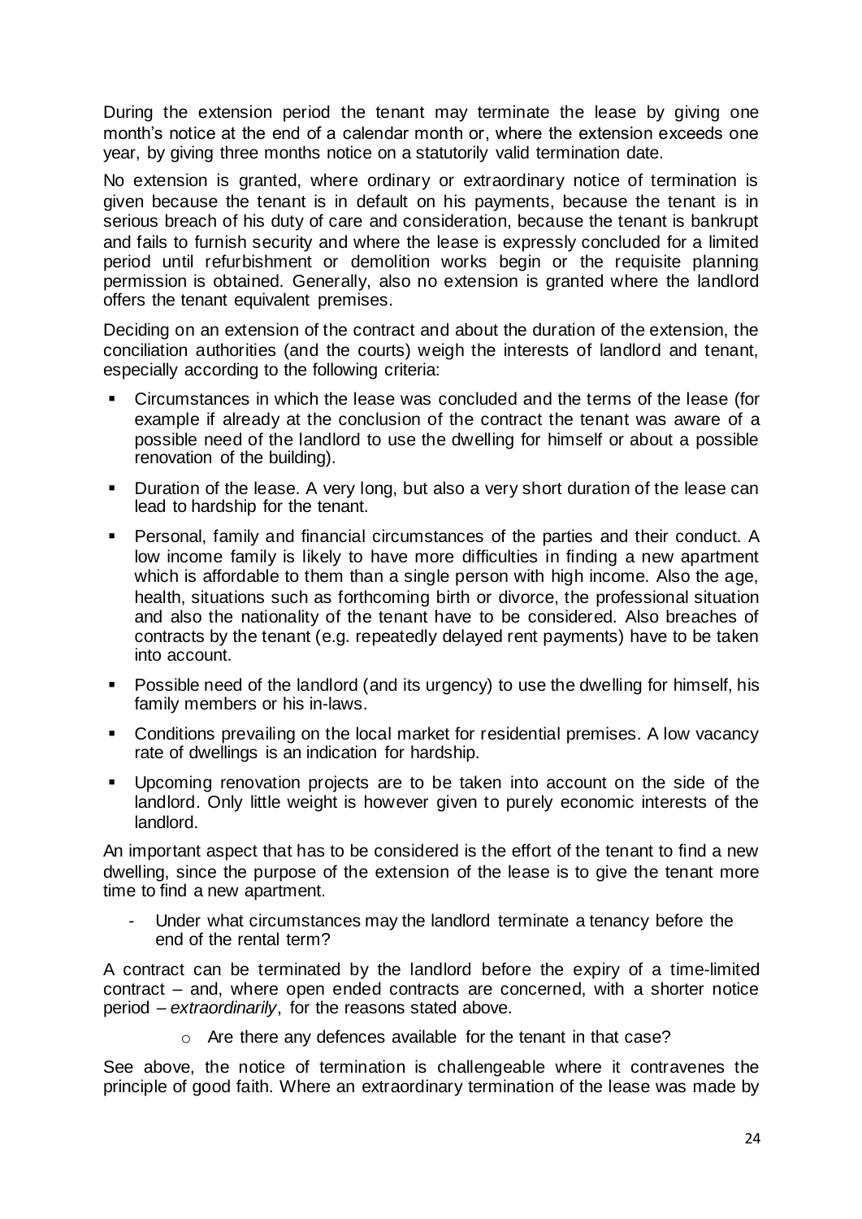During the extension period the tenant may terminate the lease by giving one month's notice at the end of a calendar month or, where the extension exceeds one year, by giving three months notice on a statutorily valid termination date.

No extension is granted, where ordinary or extraordinary notice of termination is given because the tenant is in default on his payments, because the tenant is in serious breach of his duty of care and consideration, because the tenant is bankrupt and fails to furnish security and where the lease is expressly concluded for a limited period until refurbishment or demolition works begin or the requisite planning permission is obtained. Generally, also no extension is granted where the landlord offers the tenant equivalent premises.

Deciding on an extension of the contract and about the duration of the extension, the conciliation authorities (and the courts) weigh the interests of landlord and tenant, especially according to the following criteria:

- Circumstances in which the lease was concluded and the terms of the lease (for example if already at the conclusion of the contract the tenant was aware of a possible need of the landlord to use the dwelling for himself or about a possible renovation of the building).
- Duration of the lease. A very long, but also a very short duration of the lease can lead to hardship for the tenant.
- Personal, family and financial circumstances of the parties and their conduct. A low income family is likely to have more difficulties in finding a new apartment which is affordable to them than a single person with high income. Also the age, health, situations such as forthcoming birth or divorce, the professional situation and also the nationality of the tenant have to be considered. Also breaches of contracts by the tenant (e.g. repeatedly delayed rent payments) have to be taken into account.
- Possible need of the landlord (and its urgency) to use the dwelling for himself, his family members or his in-laws.
- Conditions prevailing on the local market for residential premises. A low vacancy rate of dwellings is an indication for hardship.
- Upcoming renovation projects are to be taken into account on the side of the landlord. Only little weight is however given to purely economic interests of the landlord.

An important aspect that has to be considered is the effort of the tenant to find a new dwelling, since the purpose of the extension of the lease is to give the tenant more time to find a new apartment.

- Under what circumstances may the landlord terminate a tenancy before the end of the rental term?

A contract can be terminated by the landlord before the expiry of a time-limited contract – and, where open ended contracts are concerned, with a shorter notice period – *extraordinarily*, for the reasons stated above.

  - Are there any defences available for the tenant in that case?

See above, the notice of termination is challengeable where it contravenes the principle of good faith. Where an extraordinary termination of the lease was made by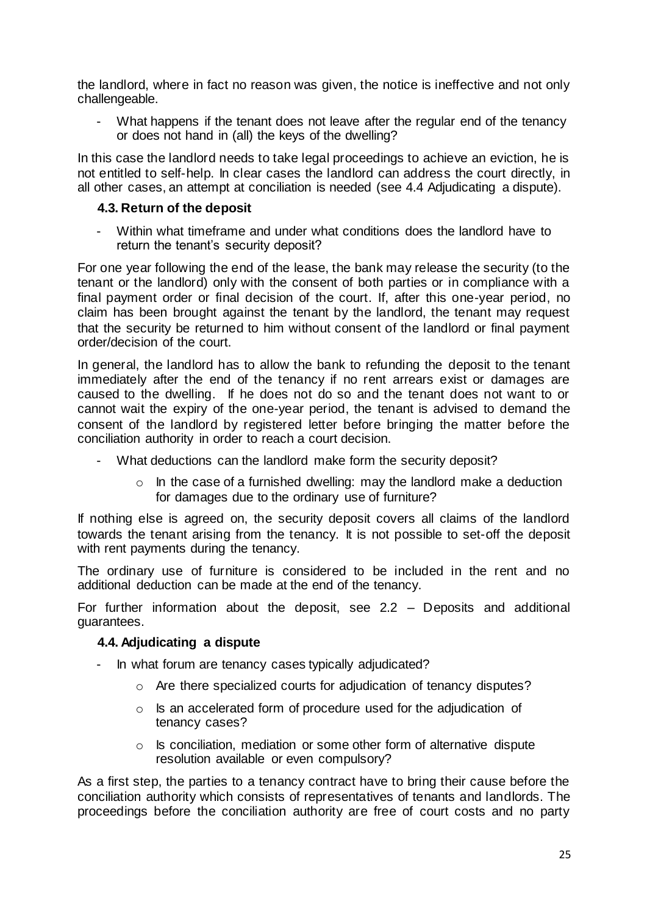the landlord, where in fact no reason was given, the notice is ineffective and not only challengeable.

- What happens if the tenant does not leave after the regular end of the tenancy or does not hand in (all) the keys of the dwelling?

In this case the landlord needs to take legal proceedings to achieve an eviction, he is not entitled to self-help. In clear cases the landlord can address the court directly, in all other cases, an attempt at conciliation is needed (see 4.4 Adjudicating a dispute).

### 4.3. Return of the deposit

- Within what timeframe and under what conditions does the landlord have to return the tenant's security deposit?

For one year following the end of the lease, the bank may release the security (to the tenant or the landlord) only with the consent of both parties or in compliance with a final payment order or final decision of the court. If, after this one-year period, no claim has been brought against the tenant by the landlord, the tenant may request that the security be returned to him without consent of the landlord or final payment order/decision of the court.

In general, the landlord has to allow the bank to refunding the deposit to the tenant immediately after the end of the tenancy if no rent arrears exist or damages are caused to the dwelling. If he does not do so and the tenant does not want to or cannot wait the expiry of the one-year period, the tenant is advised to demand the consent of the landlord by registered letter before bringing the matter before the conciliation authority in order to reach a court decision.

- What deductions can the landlord make form the security deposit?
  - In the case of a furnished dwelling: may the landlord make a deduction for damages due to the ordinary use of furniture?

If nothing else is agreed on, the security deposit covers all claims of the landlord towards the tenant arising from the tenancy. It is not possible to set-off the deposit with rent payments during the tenancy.

The ordinary use of furniture is considered to be included in the rent and no additional deduction can be made at the end of the tenancy.

For further information about the deposit, see 2.2 – Deposits and additional guarantees.

### 4.4. Adjudicating a dispute

- In what forum are tenancy cases typically adjudicated?
  - Are there specialized courts for adjudication of tenancy disputes?
  - Is an accelerated form of procedure used for the adjudication of tenancy cases?
  - Is conciliation, mediation or some other form of alternative dispute resolution available or even compulsory?

As a first step, the parties to a tenancy contract have to bring their cause before the conciliation authority which consists of representatives of tenants and landlords. The proceedings before the conciliation authority are free of court costs and no party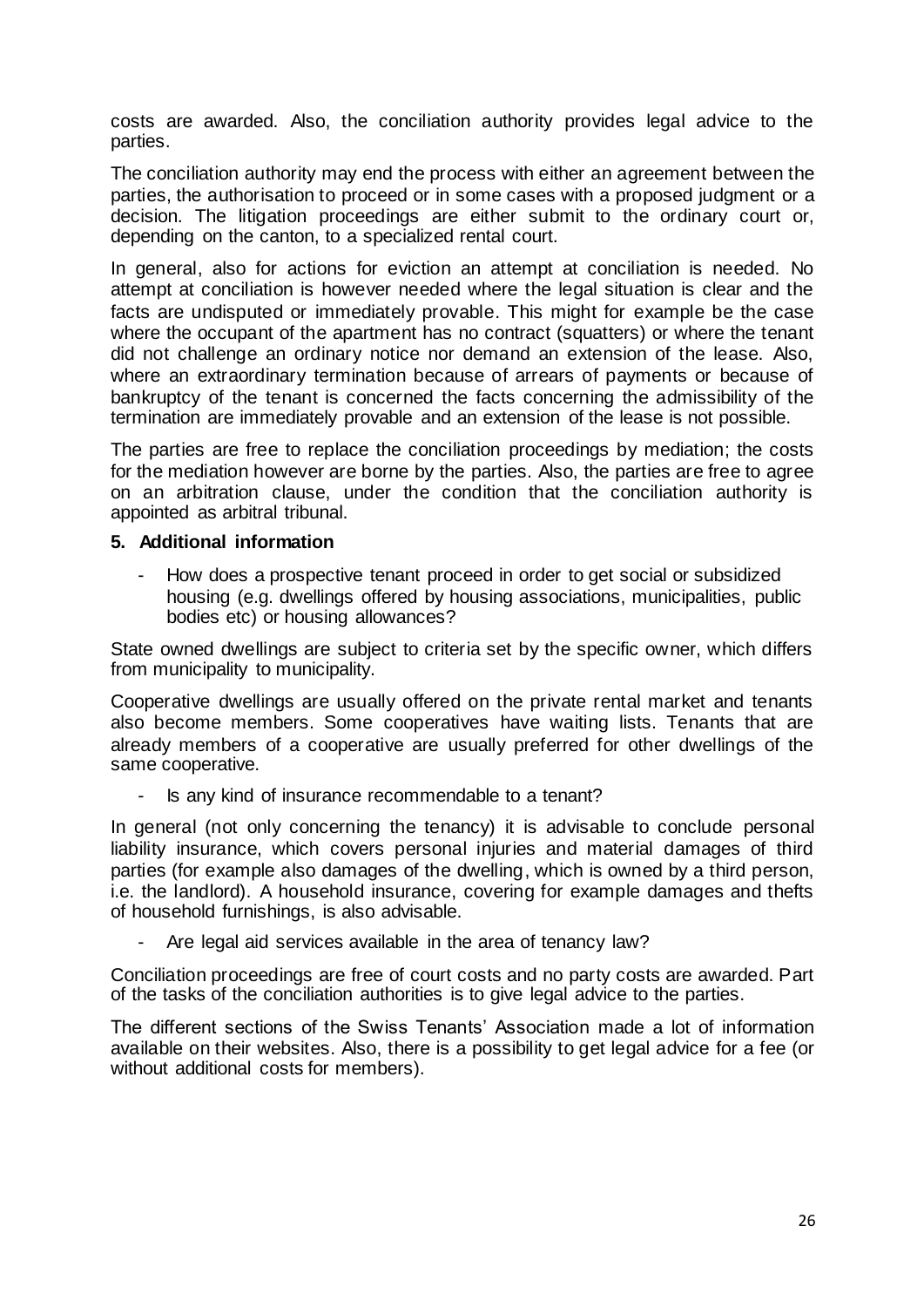costs are awarded. Also, the conciliation authority provides legal advice to the parties.

The conciliation authority may end the process with either an agreement between the parties, the authorisation to proceed or in some cases with a proposed judgment or a decision. The litigation proceedings are either submit to the ordinary court or, depending on the canton, to a specialized rental court.

In general, also for actions for eviction an attempt at conciliation is needed. No attempt at conciliation is however needed where the legal situation is clear and the facts are undisputed or immediately provable. This might for example be the case where the occupant of the apartment has no contract (squatters) or where the tenant did not challenge an ordinary notice nor demand an extension of the lease. Also, where an extraordinary termination because of arrears of payments or because of bankruptcy of the tenant is concerned the facts concerning the admissibility of the termination are immediately provable and an extension of the lease is not possible.

The parties are free to replace the conciliation proceedings by mediation; the costs for the mediation however are borne by the parties. Also, the parties are free to agree on an arbitration clause, under the condition that the conciliation authority is appointed as arbitral tribunal.

## 5. Additional information

- How does a prospective tenant proceed in order to get social or subsidized housing (e.g. dwellings offered by housing associations, municipalities, public bodies etc) or housing allowances?

State owned dwellings are subject to criteria set by the specific owner, which differs from municipality to municipality.

Cooperative dwellings are usually offered on the private rental market and tenants also become members. Some cooperatives have waiting lists. Tenants that are already members of a cooperative are usually preferred for other dwellings of the same cooperative.

- Is any kind of insurance recommendable to a tenant?

In general (not only concerning the tenancy) it is advisable to conclude personal liability insurance, which covers personal injuries and material damages of third parties (for example also damages of the dwelling, which is owned by a third person, i.e. the landlord). A household insurance, covering for example damages and thefts of household furnishings, is also advisable.

- Are legal aid services available in the area of tenancy law?

Conciliation proceedings are free of court costs and no party costs are awarded. Part of the tasks of the conciliation authorities is to give legal advice to the parties.

The different sections of the Swiss Tenants' Association made a lot of information available on their websites. Also, there is a possibility to get legal advice for a fee (or without additional costs for members).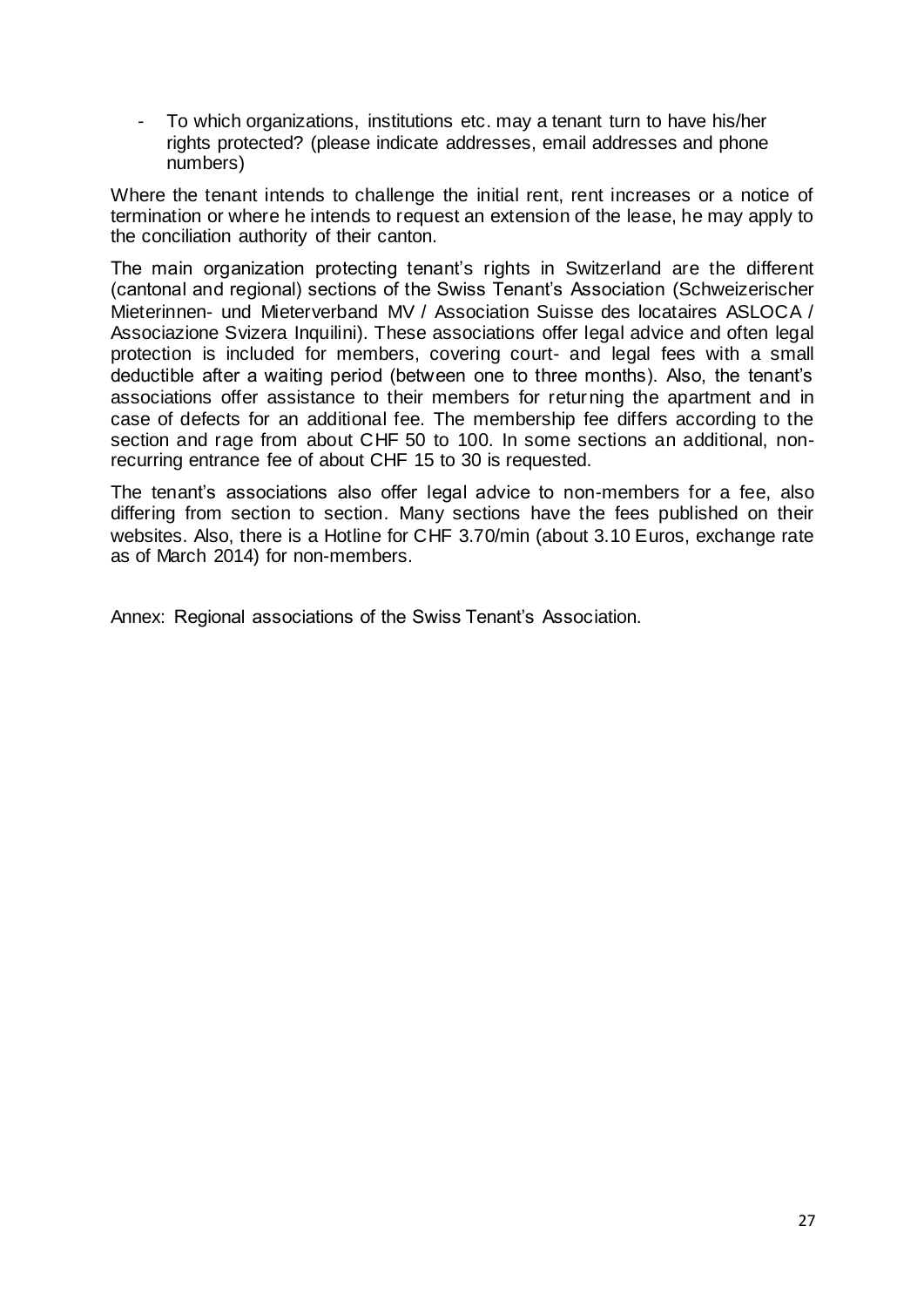- To which organizations, institutions etc. may a tenant turn to have his/her rights protected? (please indicate addresses, email addresses and phone numbers)

Where the tenant intends to challenge the initial rent, rent increases or a notice of termination or where he intends to request an extension of the lease, he may apply to the conciliation authority of their canton.

The main organization protecting tenant's rights in Switzerland are the different (cantonal and regional) sections of the Swiss Tenant's Association (Schweizerischer Mieterinnen- und Mieterverband MV / Association Suisse des locataires ASLOCA / Associazione Svizera Inquilini). These associations offer legal advice and often legal protection is included for members, covering court- and legal fees with a small deductible after a waiting period (between one to three months). Also, the tenant's associations offer assistance to their members for returning the apartment and in case of defects for an additional fee. The membership fee differs according to the section and rage from about CHF 50 to 100. In some sections an additional, non-recurring entrance fee of about CHF 15 to 30 is requested.

The tenant's associations also offer legal advice to non-members for a fee, also differing from section to section. Many sections have the fees published on their websites. Also, there is a Hotline for CHF 3.70/min (about 3.10 Euros, exchange rate as of March 2014) for non-members.

Annex: Regional associations of the Swiss Tenant's Association.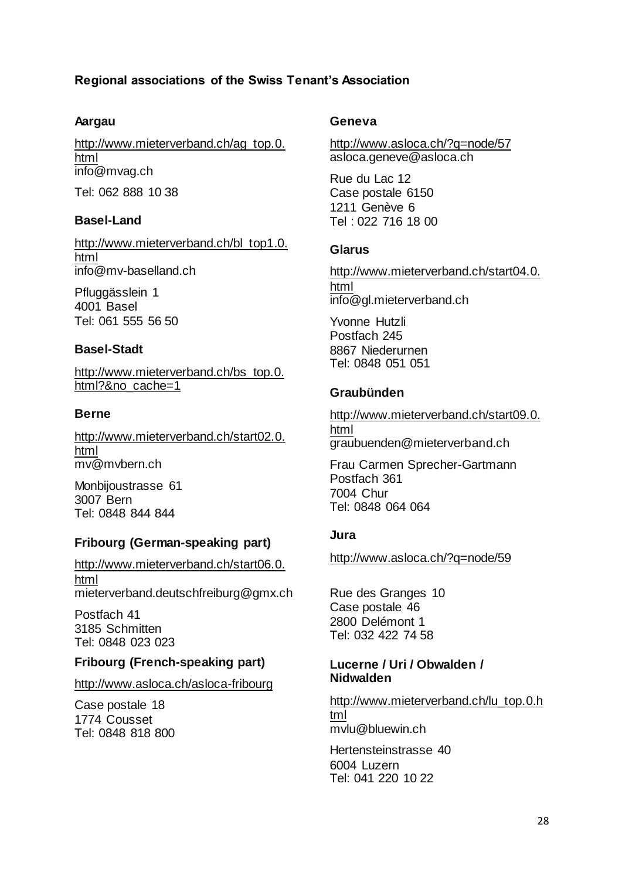## Regional associations of the Swiss Tenant's Association

### Aargau

http://www.mieterverband.ch/ag_top.0.html
info@mvag.ch

Tel: 062 888 10 38

### Basel-Land

http://www.mieterverband.ch/bl_top1.0.html
info@mv-baselland.ch

Pfluggässlein 1
4001 Basel
Tel: 061 555 56 50

### Basel-Stadt

http://www.mieterverband.ch/bs_top.0.html?&no_cache=1

### Berne

http://www.mieterverband.ch/start02.0.html
mv@mvbern.ch

Monbijoustrasse 61
3007 Bern
Tel: 0848 844 844

### Fribourg (German-speaking part)

http://www.mieterverband.ch/start06.0.html
mieterverband.deutschfreiburg@gmx.ch

Postfach 41
3185 Schmitten
Tel: 0848 023 023

### Fribourg (French-speaking part)

http://www.asloca.ch/asloca-fribourg

Case postale 18
1774 Cousset
Tel: 0848 818 800

### Geneva

http://www.asloca.ch/?q=node/57
asloca.geneve@asloca.ch

Rue du Lac 12
Case postale 6150
1211 Genève 6
Tel : 022 716 18 00

### Glarus

http://www.mieterverband.ch/start04.0.html
info@gl.mieterverband.ch

Yvonne Hutzli
Postfach 245
8867 Niederurnen
Tel: 0848 051 051

### Graubünden

http://www.mieterverband.ch/start09.0.html
graubuenden@mieterverband.ch

Frau Carmen Sprecher-Gartmann
Postfach 361
7004 Chur
Tel: 0848 064 064

### Jura

http://www.asloca.ch/?q=node/59

Rue des Granges 10
Case postale 46
2800 Delémont 1
Tel: 032 422 74 58

### Lucerne / Uri / Obwalden / Nidwalden

http://www.mieterverband.ch/lu_top.0.html
mvlu@bluewin.ch

Hertensteinstrasse 40
6004 Luzern
Tel: 041 220 10 22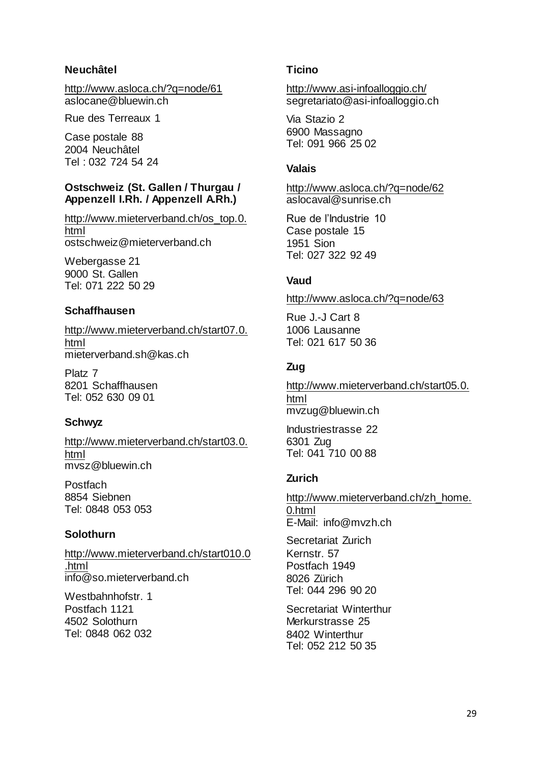**Neuchâtel**

http://www.asloca.ch/?q=node/61
aslocane@bluewin.ch

Rue des Terreaux 1

Case postale 88
2004 Neuchâtel
Tel : 032 724 54 24

**Ostschweiz (St. Gallen / Thurgau / Appenzell I.Rh. / Appenzell A.Rh.)**

http://www.mieterverband.ch/os_top.0.html
ostschweiz@mieterverband.ch

Webergasse 21
9000 St. Gallen
Tel: 071 222 50 29

**Schaffhausen**

http://www.mieterverband.ch/start07.0.html
mieterverband.sh@kas.ch

Platz 7
8201 Schaffhausen
Tel: 052 630 09 01

**Schwyz**

http://www.mieterverband.ch/start03.0.html
mvsz@bluewin.ch

Postfach
8854 Siebnen
Tel: 0848 053 053

**Solothurn**

http://www.mieterverband.ch/start010.0.html
info@so.mieterverband.ch

Westbahnhofstr. 1
Postfach 1121
4502 Solothurn
Tel: 0848 062 032

**Ticino**

http://www.asi-infoalloggio.ch/
segretariato@asi-infoalloggio.ch

Via Stazio 2
6900 Massagno
Tel: 091 966 25 02

**Valais**

http://www.asloca.ch/?q=node/62
aslocaval@sunrise.ch

Rue de l'Industrie 10
Case postale 15
1951 Sion
Tel: 027 322 92 49

**Vaud**

http://www.asloca.ch/?q=node/63

Rue J.-J Cart 8
1006 Lausanne
Tel: 021 617 50 36

**Zug**

http://www.mieterverband.ch/start05.0.html
mvzug@bluewin.ch

Industriestrasse 22
6301 Zug
Tel: 041 710 00 88

**Zurich**

http://www.mieterverband.ch/zh_home.0.html
E-Mail: info@mvzh.ch

Secretariat Zurich
Kernstr. 57
Postfach 1949
8026 Zürich
Tel: 044 296 90 20

Secretariat Winterthur
Merkurstrasse 25
8402 Winterthur
Tel: 052 212 50 35